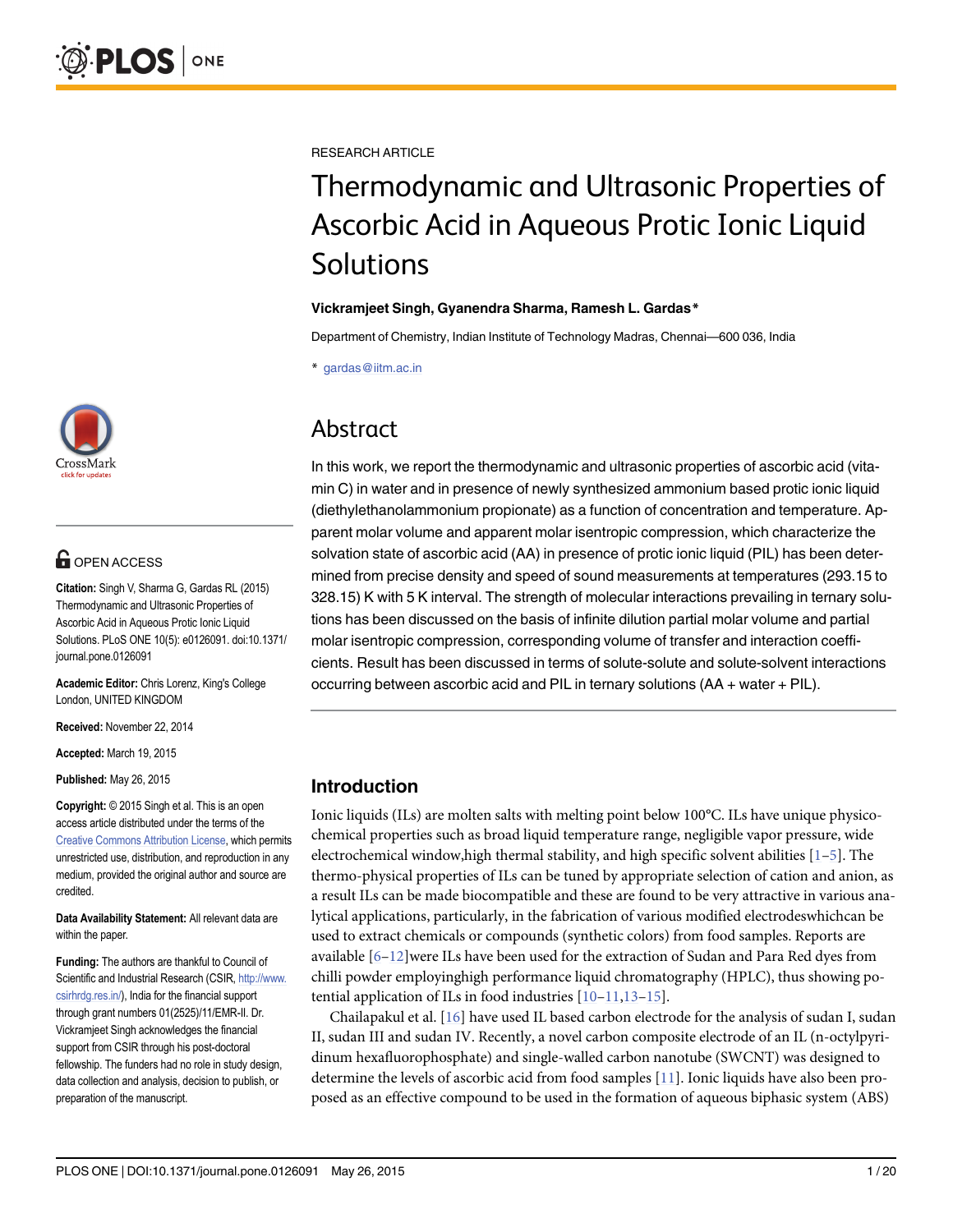RESEARCH ARTICLE

# Thermodynamic and Ultrasonic Properties of Ascorbic Acid in Aqueous Protic Ionic Liquid Solutions

**Vickramjeet Singh, Gyanendra Sharma, Ramesh L. Gardas***

Department of Chemistry, Indian Institute of Technology Madras, Chennai—600 036, India

* gardas@iitm.ac.in

## Abstract

In this work, we report the thermodynamic and ultrasonic properties of ascorbic acid (vitamin C) in water and in presence of newly synthesized ammonium based protic ionic liquid (diethylethanolammonium propionate) as a function of concentration and temperature. Apparent molar volume and apparent molar isentropic compression, which characterize the solvation state of ascorbic acid (AA) in presence of protic ionic liquid (PIL) has been determined from precise density and speed of sound measurements at temperatures (293.15 to 328.15) K with 5 K interval. The strength of molecular interactions prevailing in ternary solutions has been discussed on the basis of infinite dilution partial molar volume and partial molar isentropic compression, corresponding volume of transfer and interaction coefficients. Result has been discussed in terms of solute-solute and solute-solvent interactions occurring between ascorbic acid and PIL in ternary solutions (AA + water + PIL).

OPEN ACCESS

**Citation:** Singh V, Sharma G, Gardas RL (2015) Thermodynamic and Ultrasonic Properties of Ascorbic Acid in Aqueous Protic Ionic Liquid Solutions. PLoS ONE 10(5): e0126091. doi:10.1371/journal.pone.0126091

**Academic Editor:** Chris Lorenz, King's College London, UNITED KINGDOM

**Received:** November 22, 2014

**Accepted:** March 19, 2015

**Published:** May 26, 2015

**Copyright:** © 2015 Singh et al. This is an open access article distributed under the terms of the Creative Commons Attribution License, which permits unrestricted use, distribution, and reproduction in any medium, provided the original author and source are credited.

**Data Availability Statement:** All relevant data are within the paper.

**Funding:** The authors are thankful to Council of Scientific and Industrial Research (CSIR, http://www.csirhrdg.res.in/), India for the financial support through grant numbers 01(2525)/11/EMR-II. Dr. Vickramjeet Singh acknowledges the financial support from CSIR through his post-doctoral fellowship. The funders had no role in study design, data collection and analysis, decision to publish, or preparation of the manuscript.

## Introduction

Ionic liquids (ILs) are molten salts with melting point below 100°C. ILs have unique physicochemical properties such as broad liquid temperature range, negligible vapor pressure, wide electrochemical window,high thermal stability, and high specific solvent abilities [1–5]. The thermo-physical properties of ILs can be tuned by appropriate selection of cation and anion, as a result ILs can be made biocompatible and these are found to be very attractive in various analytical applications, particularly, in the fabrication of various modified electrodeswhichcan be used to extract chemicals or compounds (synthetic colors) from food samples. Reports are available [6–12]were ILs have been used for the extraction of Sudan and Para Red dyes from chilli powder employinghigh performance liquid chromatography (HPLC), thus showing potential application of ILs in food industries [10–11,13–15].

Chailapakul et al. [16] have used IL based carbon electrode for the analysis of sudan I, sudan II, sudan III and sudan IV. Recently, a novel carbon composite electrode of an IL (n-octylpyridinum hexafluorophosphate) and single-walled carbon nanotube (SWCNT) was designed to determine the levels of ascorbic acid from food samples [11]. Ionic liquids have also been proposed as an effective compound to be used in the formation of aqueous biphasic system (ABS)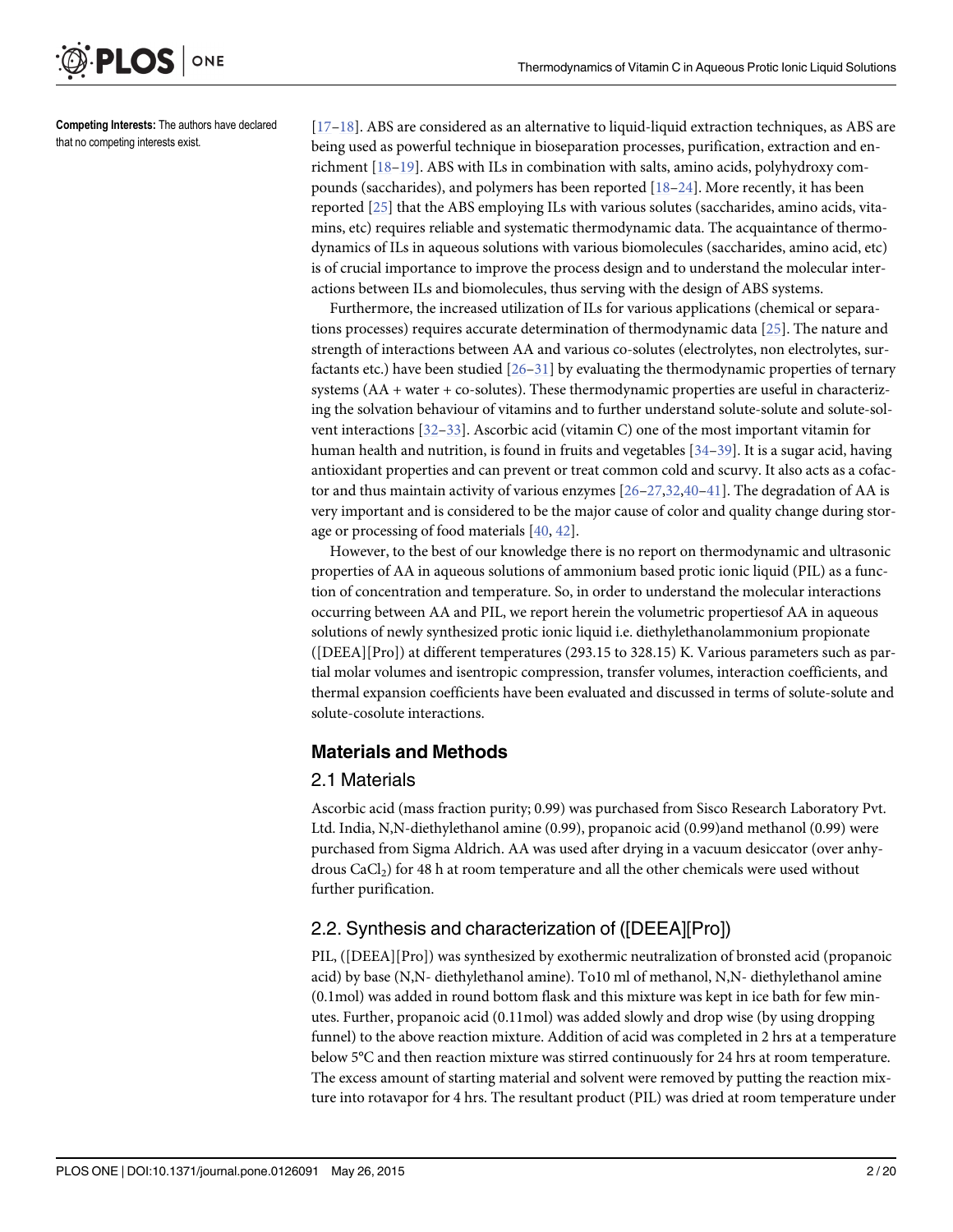Competing Interests: The authors have declared that no competing interests exist.

[17–18]. ABS are considered as an alternative to liquid-liquid extraction techniques, as ABS are being used as powerful technique in bioseparation processes, purification, extraction and enrichment [18–19]. ABS with ILs in combination with salts, amino acids, polyhydroxy compounds (saccharides), and polymers has been reported [18–24]. More recently, it has been reported [25] that the ABS employing ILs with various solutes (saccharides, amino acids, vitamins, etc) requires reliable and systematic thermodynamic data. The acquaintance of thermodynamics of ILs in aqueous solutions with various biomolecules (saccharides, amino acid, etc) is of crucial importance to improve the process design and to understand the molecular interactions between ILs and biomolecules, thus serving with the design of ABS systems.

Furthermore, the increased utilization of ILs for various applications (chemical or separations processes) requires accurate determination of thermodynamic data [25]. The nature and strength of interactions between AA and various co-solutes (electrolytes, non electrolytes, surfactants etc.) have been studied [26–31] by evaluating the thermodynamic properties of ternary systems (AA + water + co-solutes). These thermodynamic properties are useful in characterizing the solvation behaviour of vitamins and to further understand solute-solute and solute-solvent interactions [32–33]. Ascorbic acid (vitamin C) one of the most important vitamin for human health and nutrition, is found in fruits and vegetables [34–39]. It is a sugar acid, having antioxidant properties and can prevent or treat common cold and scurvy. It also acts as a cofactor and thus maintain activity of various enzymes [26–27,32,40–41]. The degradation of AA is very important and is considered to be the major cause of color and quality change during storage or processing of food materials [40, 42].

However, to the best of our knowledge there is no report on thermodynamic and ultrasonic properties of AA in aqueous solutions of ammonium based protic ionic liquid (PIL) as a function of concentration and temperature. So, in order to understand the molecular interactions occurring between AA and PIL, we report herein the volumetric propertiesof AA in aqueous solutions of newly synthesized protic ionic liquid i.e. diethylethanolammonium propionate ([DEEA][Pro]) at different temperatures (293.15 to 328.15) K. Various parameters such as partial molar volumes and isentropic compression, transfer volumes, interaction coefficients, and thermal expansion coefficients have been evaluated and discussed in terms of solute-solute and solute-cosolute interactions.

## Materials and Methods

### 2.1 Materials

Ascorbic acid (mass fraction purity; 0.99) was purchased from Sisco Research Laboratory Pvt. Ltd. India, N,N-diethylethanol amine (0.99), propanoic acid (0.99)and methanol (0.99) were purchased from Sigma Aldrich. AA was used after drying in a vacuum desiccator (over anhydrous $CaCl_2$) for 48 h at room temperature and all the other chemicals were used without further purification.

### 2.2. Synthesis and characterization of ([DEEA][Pro])

PIL, ([DEEA][Pro]) was synthesized by exothermic neutralization of bronsted acid (propanoic acid) by base (N,N- diethylethanol amine). To10 ml of methanol, N,N- diethylethanol amine (0.1mol) was added in round bottom flask and this mixture was kept in ice bath for few minutes. Further, propanoic acid (0.11mol) was added slowly and drop wise (by using dropping funnel) to the above reaction mixture. Addition of acid was completed in 2 hrs at a temperature below 5°C and then reaction mixture was stirred continuously for 24 hrs at room temperature. The excess amount of starting material and solvent were removed by putting the reaction mixture into rotavapor for 4 hrs. The resultant product (PIL) was dried at room temperature under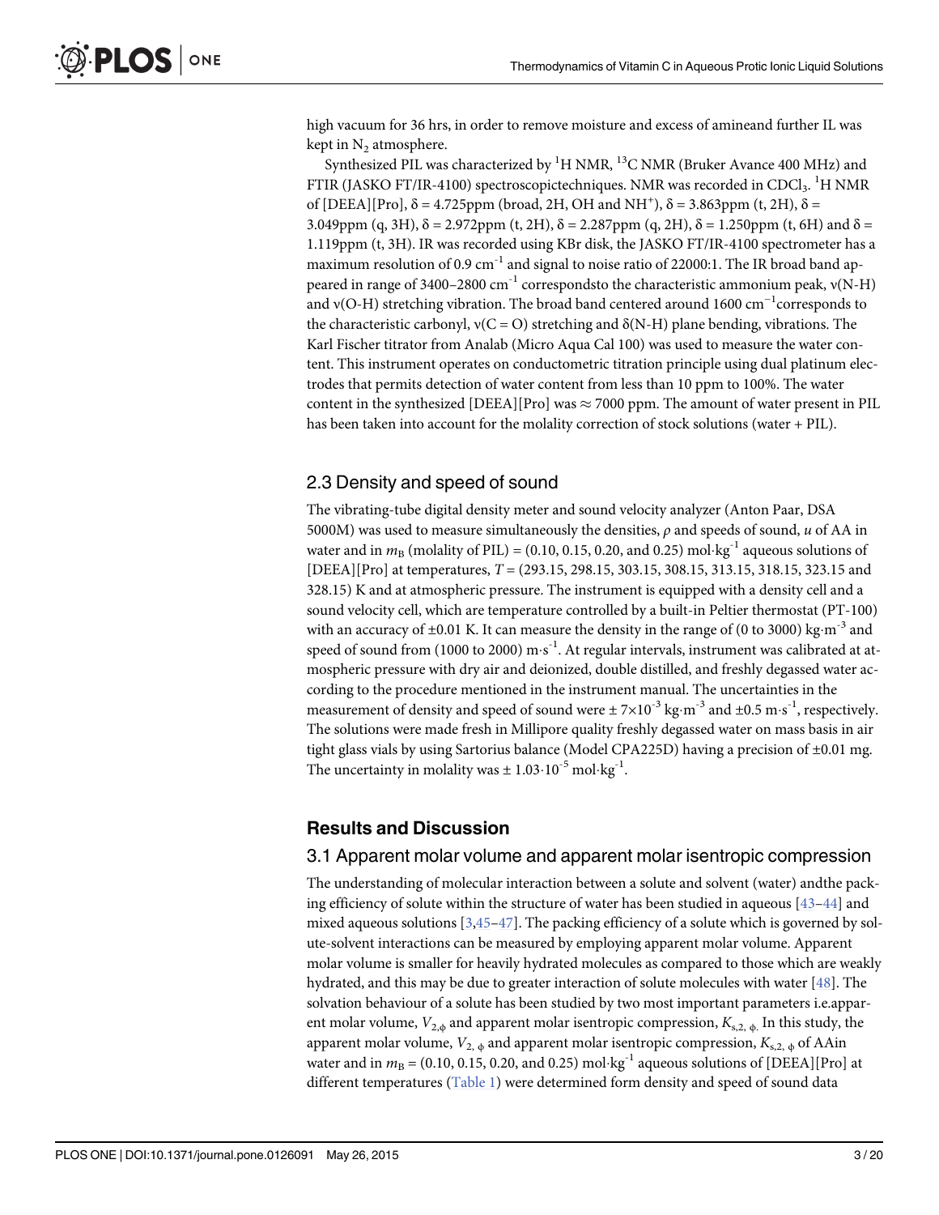high vacuum for 36 hrs, in order to remove moisture and excess of amineand further IL was kept in $N_2$ atmosphere.

Synthesized PIL was characterized by $^{1}H$ NMR, $^{13}C$ NMR (Bruker Avance 400 MHz) and FTIR (JASKO FT/IR-4100) spectroscopictechniques. NMR was recorded in $CDCl_3$. $^{1}H$ NMR of [DEEA][Pro], δ = 4.725ppm (broad, 2H, OH and $NH^+$), δ = 3.863ppm (t, 2H), δ = 3.049ppm (q, 3H), δ = 2.972ppm (t, 2H), δ = 2.287ppm (q, 2H), δ = 1.250ppm (t, 6H) and δ = 1.119ppm (t, 3H). IR was recorded using KBr disk, the JASKO FT/IR-4100 spectrometer has a maximum resolution of 0.9 $cm^{-1}$ and signal to noise ratio of 22000:1. The IR broad band appeared in range of 3400–2800 $cm^{-1}$ correspondsto the characteristic ammonium peak, ν(N-H) and ν(O-H) stretching vibration. The broad band centered around 1600 $cm^{-1}$corresponds to the characteristic carbonyl, ν(C = O) stretching and δ(N-H) plane bending, vibrations. The Karl Fischer titrator from Analab (Micro Aqua Cal 100) was used to measure the water content. This instrument operates on conductometric titration principle using dual platinum electrodes that permits detection of water content from less than 10 ppm to 100%. The water content in the synthesized [DEEA][Pro] was ≈ 7000 ppm. The amount of water present in PIL has been taken into account for the molality correction of stock solutions (water + PIL).

## 2.3 Density and speed of sound

The vibrating-tube digital density meter and sound velocity analyzer (Anton Paar, DSA 5000M) was used to measure simultaneously the densities, $\rho$ and speeds of sound, $u$ of AA in water and in $m_B$ (molality of PIL) = (0.10, 0.15, 0.20, and 0.25) $mol \cdot kg^{-1}$ aqueous solutions of [DEEA][Pro] at temperatures, $T$ = (293.15, 298.15, 303.15, 308.15, 313.15, 318.15, 323.15 and 328.15) K and at atmospheric pressure. The instrument is equipped with a density cell and a sound velocity cell, which are temperature controlled by a built-in Peltier thermostat (PT-100) with an accuracy of ±0.01 K. It can measure the density in the range of (0 to 3000) $kg \cdot m^{-3}$ and speed of sound from (1000 to 2000) $m \cdot s^{-1}$. At regular intervals, instrument was calibrated at atmospheric pressure with dry air and deionized, double distilled, and freshly degassed water according to the procedure mentioned in the instrument manual. The uncertainties in the measurement of density and speed of sound were ± $7\times10^{-3}$ $kg \cdot m^{-3}$ and ±0.5 $m \cdot s^{-1}$, respectively. The solutions were made fresh in Millipore quality freshly degassed water on mass basis in air tight glass vials by using Sartorius balance (Model CPA225D) having a precision of ±0.01 mg. The uncertainty in molality was ± $1.03 \cdot 10^{-5}$ $mol \cdot kg^{-1}$.

## Results and Discussion

### 3.1 Apparent molar volume and apparent molar isentropic compression

The understanding of molecular interaction between a solute and solvent (water) andthe packing efficiency of solute within the structure of water has been studied in aqueous [43–44] and mixed aqueous solutions [3,45–47]. The packing efficiency of a solute which is governed by solute-solvent interactions can be measured by employing apparent molar volume. Apparent molar volume is smaller for heavily hydrated molecules as compared to those which are weakly hydrated, and this may be due to greater interaction of solute molecules with water [48]. The solvation behaviour of a solute has been studied by two most important parameters i.e.apparent molar volume, $V_{2,\phi}$ and apparent molar isentropic compression, $K_{s,2,\phi}$. In this study, the apparent molar volume, $V_{2,\phi}$ and apparent molar isentropic compression, $K_{s,2,\phi}$ of AAin water and in $m_B$ = (0.10, 0.15, 0.20, and 0.25) $mol \cdot kg^{-1}$ aqueous solutions of [DEEA][Pro] at different temperatures (Table 1) were determined form density and speed of sound data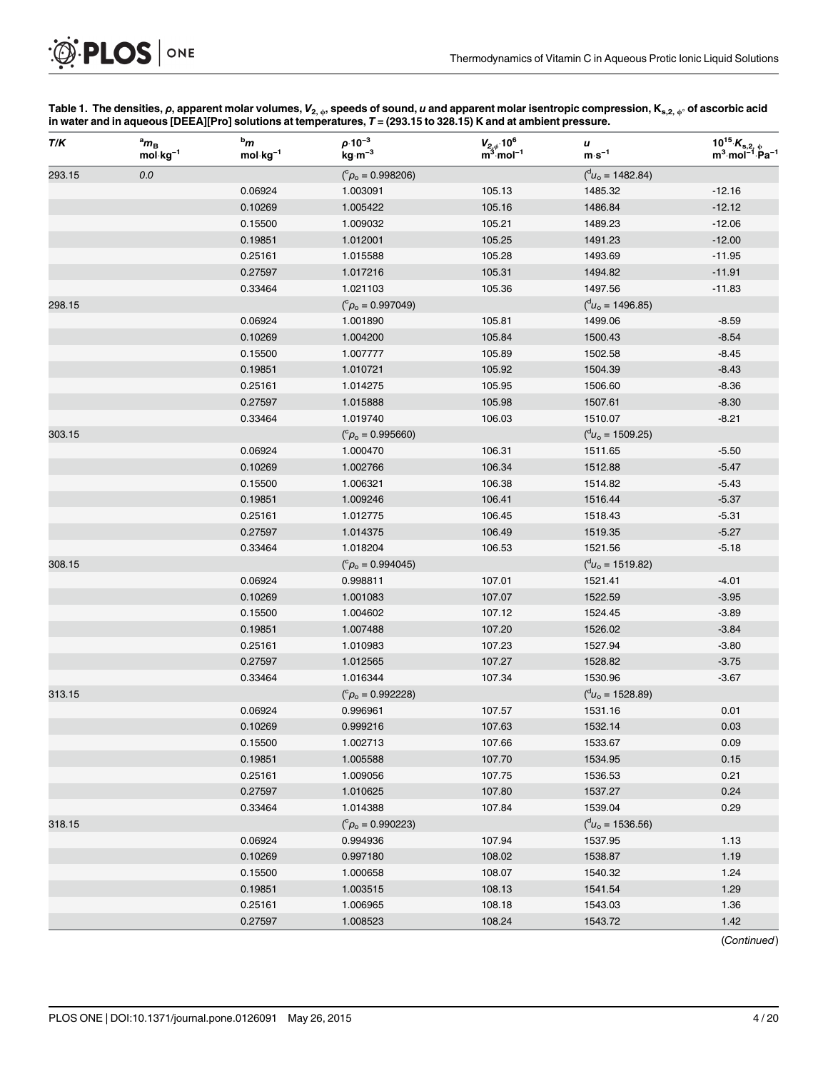Table 1. The densities, $\rho$, apparent molar volumes, $V_{2,\phi}$, speeds of sound, $u$ and apparent molar isentropic compression, $K_{s,2,\phi}$, of ascorbic acid in water and in aqueous [DEEA][Pro] solutions at temperatures, $T$ = (293.15 to 328.15) K and at ambient pressure.

| $T$/K | $^{a}m_B$ mol·kg$^{-1}$ | $^{b}m$ mol·kg$^{-1}$ | $\rho \cdot 10^{-3}$ kg·m$^{-3}$ | $V_{2,\phi} \cdot 10^{6}$ m$^{3}$·mol$^{-1}$ | $u$ m·s$^{-1}$ | $10^{15} \cdot K_{s,2,\phi}$ m$^{3}$·mol$^{-1}$·Pa$^{-1}$ |
|---|---|---|---|---|---|---|
| 293.15 | 0.0 | | ($^{c}\rho_o$ = 0.998206) | | ($^{d}u_o$ = 1482.84) | |
| | | 0.06924 | 1.003091 | 105.13 | 1485.32 | -12.16 |
| | | 0.10269 | 1.005422 | 105.16 | 1486.84 | -12.12 |
| | | 0.15500 | 1.009032 | 105.21 | 1489.23 | -12.06 |
| | | 0.19851 | 1.012001 | 105.25 | 1491.23 | -12.00 |
| | | 0.25161 | 1.015588 | 105.28 | 1493.69 | -11.95 |
| | | 0.27597 | 1.017216 | 105.31 | 1494.82 | -11.91 |
| | | 0.33464 | 1.021103 | 105.36 | 1497.56 | -11.83 |
| 298.15 | | | ($^{c}\rho_o$ = 0.997049) | | ($^{d}u_o$ = 1496.85) | |
| | | 0.06924 | 1.001890 | 105.81 | 1499.06 | -8.59 |
| | | 0.10269 | 1.004200 | 105.84 | 1500.43 | -8.54 |
| | | 0.15500 | 1.007777 | 105.89 | 1502.58 | -8.45 |
| | | 0.19851 | 1.010721 | 105.92 | 1504.39 | -8.43 |
| | | 0.25161 | 1.014275 | 105.95 | 1506.60 | -8.36 |
| | | 0.27597 | 1.015888 | 105.98 | 1507.61 | -8.30 |
| | | 0.33464 | 1.019740 | 106.03 | 1510.07 | -8.21 |
| 303.15 | | | ($^{c}\rho_o$ = 0.995660) | | ($^{d}u_o$ = 1509.25) | |
| | | 0.06924 | 1.000470 | 106.31 | 1511.65 | -5.50 |
| | | 0.10269 | 1.002766 | 106.34 | 1512.88 | -5.47 |
| | | 0.15500 | 1.006321 | 106.38 | 1514.82 | -5.43 |
| | | 0.19851 | 1.009246 | 106.41 | 1516.44 | -5.37 |
| | | 0.25161 | 1.012775 | 106.45 | 1518.43 | -5.31 |
| | | 0.27597 | 1.014375 | 106.49 | 1519.35 | -5.27 |
| | | 0.33464 | 1.018204 | 106.53 | 1521.56 | -5.18 |
| 308.15 | | | ($^{c}\rho_o$ = 0.994045) | | ($^{d}u_o$ = 1519.82) | |
| | | 0.06924 | 0.998811 | 107.01 | 1521.41 | -4.01 |
| | | 0.10269 | 1.001083 | 107.07 | 1522.59 | -3.95 |
| | | 0.15500 | 1.004602 | 107.12 | 1524.45 | -3.89 |
| | | 0.19851 | 1.007488 | 107.20 | 1526.02 | -3.84 |
| | | 0.25161 | 1.010983 | 107.23 | 1527.94 | -3.80 |
| | | 0.27597 | 1.012565 | 107.27 | 1528.82 | -3.75 |
| | | 0.33464 | 1.016344 | 107.34 | 1530.96 | -3.67 |
| 313.15 | | | ($^{c}\rho_o$ = 0.992228) | | ($^{d}u_o$ = 1528.89) | |
| | | 0.06924 | 0.996961 | 107.57 | 1531.16 | 0.01 |
| | | 0.10269 | 0.999216 | 107.63 | 1532.14 | 0.03 |
| | | 0.15500 | 1.002713 | 107.66 | 1533.67 | 0.09 |
| | | 0.19851 | 1.005588 | 107.70 | 1534.95 | 0.15 |
| | | 0.25161 | 1.009056 | 107.75 | 1536.53 | 0.21 |
| | | 0.27597 | 1.010625 | 107.80 | 1537.27 | 0.24 |
| | | 0.33464 | 1.014388 | 107.84 | 1539.04 | 0.29 |
| 318.15 | | | ($^{c}\rho_o$ = 0.990223) | | ($^{d}u_o$ = 1536.56) | |
| | | 0.06924 | 0.994936 | 107.94 | 1537.95 | 1.13 |
| | | 0.10269 | 0.997180 | 108.02 | 1538.87 | 1.19 |
| | | 0.15500 | 1.000658 | 108.07 | 1540.32 | 1.24 |
| | | 0.19851 | 1.003515 | 108.13 | 1541.54 | 1.29 |
| | | 0.25161 | 1.006965 | 108.18 | 1543.03 | 1.36 |
| | | 0.27597 | 1.008523 | 108.24 | 1543.72 | 1.42 |

(*Continued*)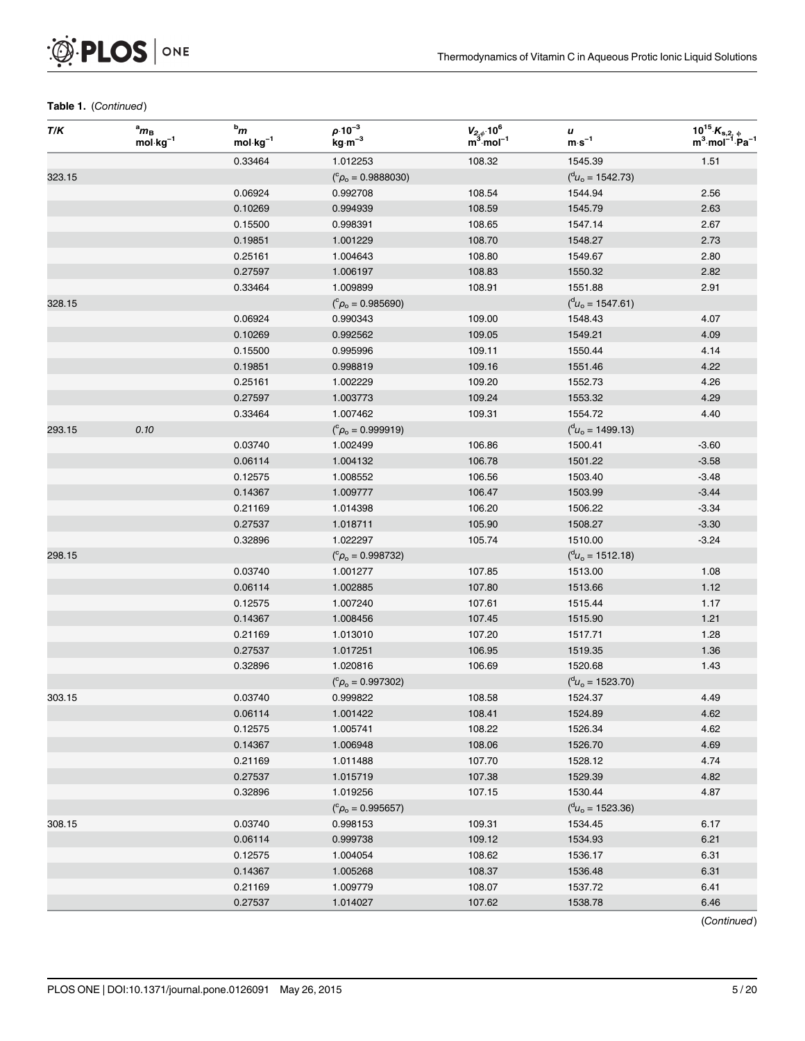**Table 1.** (*Continued*)

| $T/K$ | [a]$m_B$ mol·kg$^{-1}$ | [b]$m$ mol·kg$^{-1}$ | $\rho \cdot 10^{-3}$ kg·m$^{-3}$ | $V_{2,\phi} \cdot 10^6$ m$^3$·mol$^{-1}$ | $u$ m·s$^{-1}$ | $10^{15} \cdot K_{s,2,\phi}$ m$^3$·mol$^{-1}$·Pa$^{-1}$ |
|---|---|---|---|---|---|---|
| | | 0.33464 | 1.012253 | 108.32 | 1545.39 | 1.51 |
| 323.15 | | | ([c]$\rho_o$ = 0.9888030) | | ([d]$u_o$ = 1542.73) | |
| | | 0.06924 | 0.992708 | 108.54 | 1544.94 | 2.56 |
| | | 0.10269 | 0.994939 | 108.59 | 1545.79 | 2.63 |
| | | 0.15500 | 0.998391 | 108.65 | 1547.14 | 2.67 |
| | | 0.19851 | 1.001229 | 108.70 | 1548.27 | 2.73 |
| | | 0.25161 | 1.004643 | 108.80 | 1549.67 | 2.80 |
| | | 0.27597 | 1.006197 | 108.83 | 1550.32 | 2.82 |
| | | 0.33464 | 1.009899 | 108.91 | 1551.88 | 2.91 |
| 328.15 | | | ([c]$\rho_o$ = 0.985690) | | ([d]$u_o$ = 1547.61) | |
| | | 0.06924 | 0.990343 | 109.00 | 1548.43 | 4.07 |
| | | 0.10269 | 0.992562 | 109.05 | 1549.21 | 4.09 |
| | | 0.15500 | 0.995996 | 109.11 | 1550.44 | 4.14 |
| | | 0.19851 | 0.998819 | 109.16 | 1551.46 | 4.22 |
| | | 0.25161 | 1.002229 | 109.20 | 1552.73 | 4.26 |
| | | 0.27597 | 1.003773 | 109.24 | 1553.32 | 4.29 |
| | | 0.33464 | 1.007462 | 109.31 | 1554.72 | 4.40 |
| 293.15 | *0.10* | | ([c]$\rho_o$ = 0.999919) | | ([d]$u_o$ = 1499.13) | |
| | | 0.03740 | 1.002499 | 106.86 | 1500.41 | -3.60 |
| | | 0.06114 | 1.004132 | 106.78 | 1501.22 | -3.58 |
| | | 0.12575 | 1.008552 | 106.56 | 1503.40 | -3.48 |
| | | 0.14367 | 1.009777 | 106.47 | 1503.99 | -3.44 |
| | | 0.21169 | 1.014398 | 106.20 | 1506.22 | -3.34 |
| | | 0.27537 | 1.018711 | 105.90 | 1508.27 | -3.30 |
| | | 0.32896 | 1.022297 | 105.74 | 1510.00 | -3.24 |
| 298.15 | | | ([c]$\rho_o$ = 0.998732) | | ([d]$u_o$ = 1512.18) | |
| | | 0.03740 | 1.001277 | 107.85 | 1513.00 | 1.08 |
| | | 0.06114 | 1.002885 | 107.80 | 1513.66 | 1.12 |
| | | 0.12575 | 1.007240 | 107.61 | 1515.44 | 1.17 |
| | | 0.14367 | 1.008456 | 107.45 | 1515.90 | 1.21 |
| | | 0.21169 | 1.013010 | 107.20 | 1517.71 | 1.28 |
| | | 0.27537 | 1.017251 | 106.95 | 1519.35 | 1.36 |
| | | 0.32896 | 1.020816 | 106.69 | 1520.68 | 1.43 |
| | | | ([c]$\rho_o$ = 0.997302) | | ([d]$u_o$ = 1523.70) | |
| 303.15 | | 0.03740 | 0.999822 | 108.58 | 1524.37 | 4.49 |
| | | 0.06114 | 1.001422 | 108.41 | 1524.89 | 4.62 |
| | | 0.12575 | 1.005741 | 108.22 | 1526.34 | 4.62 |
| | | 0.14367 | 1.006948 | 108.06 | 1526.70 | 4.69 |
| | | 0.21169 | 1.011488 | 107.70 | 1528.12 | 4.74 |
| | | 0.27537 | 1.015719 | 107.38 | 1529.39 | 4.82 |
| | | 0.32896 | 1.019256 | 107.15 | 1530.44 | 4.87 |
| | | | ([c]$\rho_o$ = 0.995657) | | ([d]$u_o$ = 1523.36) | |
| 308.15 | | 0.03740 | 0.998153 | 109.31 | 1534.45 | 6.17 |
| | | 0.06114 | 0.999738 | 109.12 | 1534.93 | 6.21 |
| | | 0.12575 | 1.004054 | 108.62 | 1536.17 | 6.31 |
| | | 0.14367 | 1.005268 | 108.37 | 1536.48 | 6.31 |
| | | 0.21169 | 1.009779 | 108.07 | 1537.72 | 6.41 |
| | | 0.27537 | 1.014027 | 107.62 | 1538.78 | 6.46 |

(*Continued*)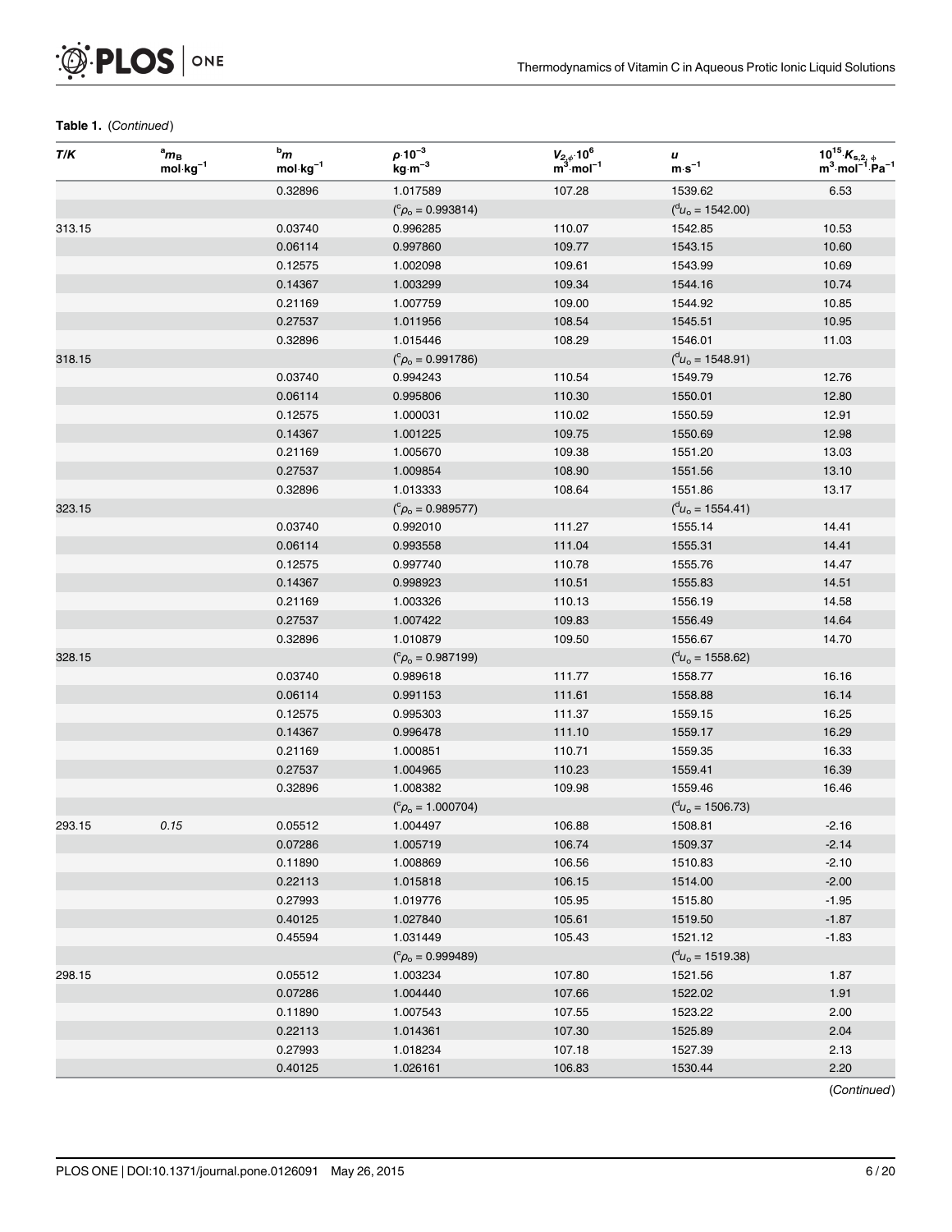**Table 1.** (*Continued*)

| $T$/K | $^{a}m_{B}$ mol·kg$^{-1}$ | $^{b}m$ mol·kg$^{-1}$ | $\rho \cdot 10^{-3}$ kg·m$^{-3}$ | $V_{2,\phi} \cdot 10^{6}$ m$^{3}$·mol$^{-1}$ | $u$ m·s$^{-1}$ | $10^{15} \cdot K_{s,2,\phi}$ m$^{3}$·mol$^{-1}$·Pa$^{-1}$ |
|---|---|---|---|---|---|---|
| | | 0.32896 | 1.017589 | 107.28 | 1539.62 | 6.53 |
| | | | ($^{c}\rho_{o}$ = 0.993814) | | ($^{d}u_{o}$ = 1542.00) | |
| 313.15 | | 0.03740 | 0.996285 | 110.07 | 1542.85 | 10.53 |
| | | 0.06114 | 0.997860 | 109.77 | 1543.15 | 10.60 |
| | | 0.12575 | 1.002098 | 109.61 | 1543.99 | 10.69 |
| | | 0.14367 | 1.003299 | 109.34 | 1544.16 | 10.74 |
| | | 0.21169 | 1.007759 | 109.00 | 1544.92 | 10.85 |
| | | 0.27537 | 1.011956 | 108.54 | 1545.51 | 10.95 |
| | | 0.32896 | 1.015446 | 108.29 | 1546.01 | 11.03 |
| 318.15 | | | ($^{c}\rho_{o}$ = 0.991786) | | ($^{d}u_{o}$ = 1548.91) | |
| | | 0.03740 | 0.994243 | 110.54 | 1549.79 | 12.76 |
| | | 0.06114 | 0.995806 | 110.30 | 1550.01 | 12.80 |
| | | 0.12575 | 1.000031 | 110.02 | 1550.59 | 12.91 |
| | | 0.14367 | 1.001225 | 109.75 | 1550.69 | 12.98 |
| | | 0.21169 | 1.005670 | 109.38 | 1551.20 | 13.03 |
| | | 0.27537 | 1.009854 | 108.90 | 1551.56 | 13.10 |
| | | 0.32896 | 1.013333 | 108.64 | 1551.86 | 13.17 |
| 323.15 | | | ($^{c}\rho_{o}$ = 0.989577) | | ($^{d}u_{o}$ = 1554.41) | |
| | | 0.03740 | 0.992010 | 111.27 | 1555.14 | 14.41 |
| | | 0.06114 | 0.993558 | 111.04 | 1555.31 | 14.41 |
| | | 0.12575 | 0.997740 | 110.78 | 1555.76 | 14.47 |
| | | 0.14367 | 0.998923 | 110.51 | 1555.83 | 14.51 |
| | | 0.21169 | 1.003326 | 110.13 | 1556.19 | 14.58 |
| | | 0.27537 | 1.007422 | 109.83 | 1556.49 | 14.64 |
| | | 0.32896 | 1.010879 | 109.50 | 1556.67 | 14.70 |
| 328.15 | | | ($^{c}\rho_{o}$ = 0.987199) | | ($^{d}u_{o}$ = 1558.62) | |
| | | 0.03740 | 0.989618 | 111.77 | 1558.77 | 16.16 |
| | | 0.06114 | 0.991153 | 111.61 | 1558.88 | 16.14 |
| | | 0.12575 | 0.995303 | 111.37 | 1559.15 | 16.25 |
| | | 0.14367 | 0.996478 | 111.10 | 1559.17 | 16.29 |
| | | 0.21169 | 1.000851 | 110.71 | 1559.35 | 16.33 |
| | | 0.27537 | 1.004965 | 110.23 | 1559.41 | 16.39 |
| | | 0.32896 | 1.008382 | 109.98 | 1559.46 | 16.46 |
| | | | ($^{c}\rho_{o}$ = 1.000704) | | ($^{d}u_{o}$ = 1506.73) | |
| 293.15 | *0.15* | 0.05512 | 1.004497 | 106.88 | 1508.81 | -2.16 |
| | | 0.07286 | 1.005719 | 106.74 | 1509.37 | -2.14 |
| | | 0.11890 | 1.008869 | 106.56 | 1510.83 | -2.10 |
| | | 0.22113 | 1.015818 | 106.15 | 1514.00 | -2.00 |
| | | 0.27993 | 1.019776 | 105.95 | 1515.80 | -1.95 |
| | | 0.40125 | 1.027840 | 105.61 | 1519.50 | -1.87 |
| | | 0.45594 | 1.031449 | 105.43 | 1521.12 | -1.83 |
| | | | ($^{c}\rho_{o}$ = 0.999489) | | ($^{d}u_{o}$ = 1519.38) | |
| 298.15 | | 0.05512 | 1.003234 | 107.80 | 1521.56 | 1.87 |
| | | 0.07286 | 1.004440 | 107.66 | 1522.02 | 1.91 |
| | | 0.11890 | 1.007543 | 107.55 | 1523.22 | 2.00 |
| | | 0.22113 | 1.014361 | 107.30 | 1525.89 | 2.04 |
| | | 0.27993 | 1.018234 | 107.18 | 1527.39 | 2.13 |
| | | 0.40125 | 1.026161 | 106.83 | 1530.44 | 2.20 |

(*Continued*)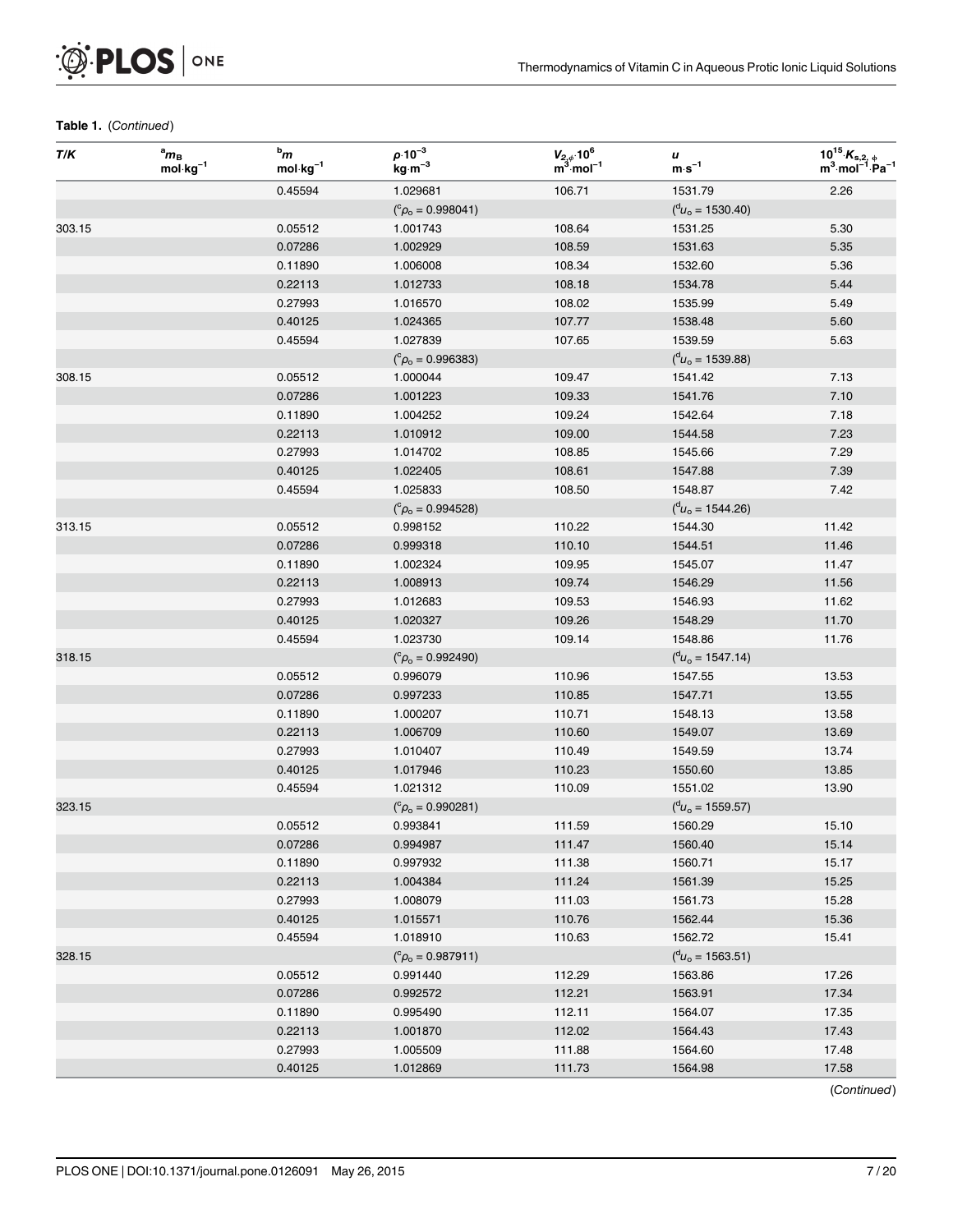**Table 1.** (*Continued*)

| $T$/K | $^{a}m_B$ mol·kg$^{-1}$ | $^{b}m$ mol·kg$^{-1}$ | $\rho \cdot 10^{-3}$ kg·m$^{-3}$ | $V_{2,\phi} \cdot 10^{6}$ m$^{3}$·mol$^{-1}$ | $u$ m·s$^{-1}$ | $10^{15} \cdot K_{s,2,\phi}$ m$^{3}$·mol$^{-1}$·Pa$^{-1}$ |
|---|---|---|---|---|---|---|
| | | 0.45594 | 1.029681 | 106.71 | 1531.79 | 2.26 |
| | | | ($^{c}\rho_o$ = 0.998041) | | ($^{d}u_o$ = 1530.40) | |
| 303.15 | | 0.05512 | 1.001743 | 108.64 | 1531.25 | 5.30 |
| | | 0.07286 | 1.002929 | 108.59 | 1531.63 | 5.35 |
| | | 0.11890 | 1.006008 | 108.34 | 1532.60 | 5.36 |
| | | 0.22113 | 1.012733 | 108.18 | 1534.78 | 5.44 |
| | | 0.27993 | 1.016570 | 108.02 | 1535.99 | 5.49 |
| | | 0.40125 | 1.024365 | 107.77 | 1538.48 | 5.60 |
| | | 0.45594 | 1.027839 | 107.65 | 1539.59 | 5.63 |
| | | | ($^{c}\rho_o$ = 0.996383) | | ($^{d}u_o$ = 1539.88) | |
| 308.15 | | 0.05512 | 1.000044 | 109.47 | 1541.42 | 7.13 |
| | | 0.07286 | 1.001223 | 109.33 | 1541.76 | 7.10 |
| | | 0.11890 | 1.004252 | 109.24 | 1542.64 | 7.18 |
| | | 0.22113 | 1.010912 | 109.00 | 1544.58 | 7.23 |
| | | 0.27993 | 1.014702 | 108.85 | 1545.66 | 7.29 |
| | | 0.40125 | 1.022405 | 108.61 | 1547.88 | 7.39 |
| | | 0.45594 | 1.025833 | 108.50 | 1548.87 | 7.42 |
| | | | ($^{c}\rho_o$ = 0.994528) | | ($^{d}u_o$ = 1544.26) | |
| 313.15 | | 0.05512 | 0.998152 | 110.22 | 1544.30 | 11.42 |
| | | 0.07286 | 0.999318 | 110.10 | 1544.51 | 11.46 |
| | | 0.11890 | 1.002324 | 109.95 | 1545.07 | 11.47 |
| | | 0.22113 | 1.008913 | 109.74 | 1546.29 | 11.56 |
| | | 0.27993 | 1.012683 | 109.53 | 1546.93 | 11.62 |
| | | 0.40125 | 1.020327 | 109.26 | 1548.29 | 11.70 |
| | | 0.45594 | 1.023730 | 109.14 | 1548.86 | 11.76 |
| 318.15 | | | ($^{c}\rho_o$ = 0.992490) | | ($^{d}u_o$ = 1547.14) | |
| | | 0.05512 | 0.996079 | 110.96 | 1547.55 | 13.53 |
| | | 0.07286 | 0.997233 | 110.85 | 1547.71 | 13.55 |
| | | 0.11890 | 1.000207 | 110.71 | 1548.13 | 13.58 |
| | | 0.22113 | 1.006709 | 110.60 | 1549.07 | 13.69 |
| | | 0.27993 | 1.010407 | 110.49 | 1549.59 | 13.74 |
| | | 0.40125 | 1.017946 | 110.23 | 1550.60 | 13.85 |
| | | 0.45594 | 1.021312 | 110.09 | 1551.02 | 13.90 |
| 323.15 | | | ($^{c}\rho_o$ = 0.990281) | | ($^{d}u_o$ = 1559.57) | |
| | | 0.05512 | 0.993841 | 111.59 | 1560.29 | 15.10 |
| | | 0.07286 | 0.994987 | 111.47 | 1560.40 | 15.14 |
| | | 0.11890 | 0.997932 | 111.38 | 1560.71 | 15.17 |
| | | 0.22113 | 1.004384 | 111.24 | 1561.39 | 15.25 |
| | | 0.27993 | 1.008079 | 111.03 | 1561.73 | 15.28 |
| | | 0.40125 | 1.015571 | 110.76 | 1562.44 | 15.36 |
| | | 0.45594 | 1.018910 | 110.63 | 1562.72 | 15.41 |
| 328.15 | | | ($^{c}\rho_o$ = 0.987911) | | ($^{d}u_o$ = 1563.51) | |
| | | 0.05512 | 0.991440 | 112.29 | 1563.86 | 17.26 |
| | | 0.07286 | 0.992572 | 112.21 | 1563.91 | 17.34 |
| | | 0.11890 | 0.995490 | 112.11 | 1564.07 | 17.35 |
| | | 0.22113 | 1.001870 | 112.02 | 1564.43 | 17.43 |
| | | 0.27993 | 1.005509 | 111.88 | 1564.60 | 17.48 |
| | | 0.40125 | 1.012869 | 111.73 | 1564.98 | 17.58 |

(*Continued*)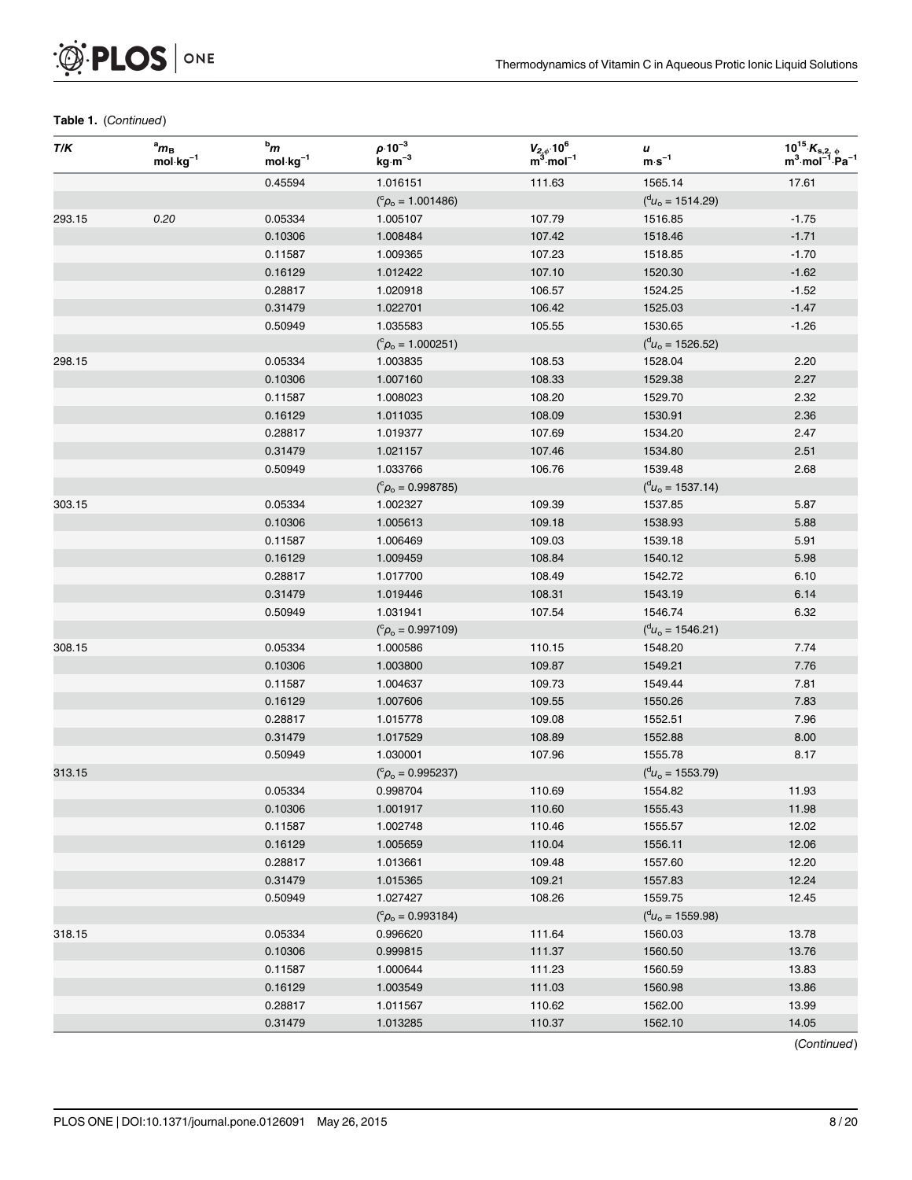**Table 1.** (*Continued*)

| $T/K$ | $^{a}m_B$ mol·kg$^{-1}$ | $^{b}m$ mol·kg$^{-1}$ | $\rho \cdot 10^{-3}$ kg·m$^{-3}$ | $V_{2,\phi} \cdot 10^{6}$ m$^{3}$·mol$^{-1}$ | $u$ m·s$^{-1}$ | $10^{15} \cdot K_{s,2,\phi}$ m$^{3}$·mol$^{-1}$·Pa$^{-1}$ |
|---|---|---|---|---|---|---|
| | | 0.45594 | 1.016151 | 111.63 | 1565.14 | 17.61 |
| | | | ($^{c}\rho_o$ = 1.001486) | | ($^{d}u_o$ = 1514.29) | |
| 293.15 | 0.20 | 0.05334 | 1.005107 | 107.79 | 1516.85 | -1.75 |
| | | 0.10306 | 1.008484 | 107.42 | 1518.46 | -1.71 |
| | | 0.11587 | 1.009365 | 107.23 | 1518.85 | -1.70 |
| | | 0.16129 | 1.012422 | 107.10 | 1520.30 | -1.62 |
| | | 0.28817 | 1.020918 | 106.57 | 1524.25 | -1.52 |
| | | 0.31479 | 1.022701 | 106.42 | 1525.03 | -1.47 |
| | | 0.50949 | 1.035583 | 105.55 | 1530.65 | -1.26 |
| | | | ($^{c}\rho_o$ = 1.000251) | | ($^{d}u_o$ = 1526.52) | |
| 298.15 | | 0.05334 | 1.003835 | 108.53 | 1528.04 | 2.20 |
| | | 0.10306 | 1.007160 | 108.33 | 1529.38 | 2.27 |
| | | 0.11587 | 1.008023 | 108.20 | 1529.70 | 2.32 |
| | | 0.16129 | 1.011035 | 108.09 | 1530.91 | 2.36 |
| | | 0.28817 | 1.019377 | 107.69 | 1534.20 | 2.47 |
| | | 0.31479 | 1.021157 | 107.46 | 1534.80 | 2.51 |
| | | 0.50949 | 1.033766 | 106.76 | 1539.48 | 2.68 |
| | | | ($^{c}\rho_o$ = 0.998785) | | ($^{d}u_o$ = 1537.14) | |
| 303.15 | | 0.05334 | 1.002327 | 109.39 | 1537.85 | 5.87 |
| | | 0.10306 | 1.005613 | 109.18 | 1538.93 | 5.88 |
| | | 0.11587 | 1.006469 | 109.03 | 1539.18 | 5.91 |
| | | 0.16129 | 1.009459 | 108.84 | 1540.12 | 5.98 |
| | | 0.28817 | 1.017700 | 108.49 | 1542.72 | 6.10 |
| | | 0.31479 | 1.019446 | 108.31 | 1543.19 | 6.14 |
| | | 0.50949 | 1.031941 | 107.54 | 1546.74 | 6.32 |
| | | | ($^{c}\rho_o$ = 0.997109) | | ($^{d}u_o$ = 1546.21) | |
| 308.15 | | 0.05334 | 1.000586 | 110.15 | 1548.20 | 7.74 |
| | | 0.10306 | 1.003800 | 109.87 | 1549.21 | 7.76 |
| | | 0.11587 | 1.004637 | 109.73 | 1549.44 | 7.81 |
| | | 0.16129 | 1.007606 | 109.55 | 1550.26 | 7.83 |
| | | 0.28817 | 1.015778 | 109.08 | 1552.51 | 7.96 |
| | | 0.31479 | 1.017529 | 108.89 | 1552.88 | 8.00 |
| | | 0.50949 | 1.030001 | 107.96 | 1555.78 | 8.17 |
| 313.15 | | | ($^{c}\rho_o$ = 0.995237) | | ($^{d}u_o$ = 1553.79) | |
| | | 0.05334 | 0.998704 | 110.69 | 1554.82 | 11.93 |
| | | 0.10306 | 1.001917 | 110.60 | 1555.43 | 11.98 |
| | | 0.11587 | 1.002748 | 110.46 | 1555.57 | 12.02 |
| | | 0.16129 | 1.005659 | 110.04 | 1556.11 | 12.06 |
| | | 0.28817 | 1.013661 | 109.48 | 1557.60 | 12.20 |
| | | 0.31479 | 1.015365 | 109.21 | 1557.83 | 12.24 |
| | | 0.50949 | 1.027427 | 108.26 | 1559.75 | 12.45 |
| | | | ($^{c}\rho_o$ = 0.993184) | | ($^{d}u_o$ = 1559.98) | |
| 318.15 | | 0.05334 | 0.996620 | 111.64 | 1560.03 | 13.78 |
| | | 0.10306 | 0.999815 | 111.37 | 1560.50 | 13.76 |
| | | 0.11587 | 1.000644 | 111.23 | 1560.59 | 13.83 |
| | | 0.16129 | 1.003549 | 111.03 | 1560.98 | 13.86 |
| | | 0.28817 | 1.011567 | 110.62 | 1562.00 | 13.99 |
| | | 0.31479 | 1.013285 | 110.37 | 1562.10 | 14.05 |

(*Continued*)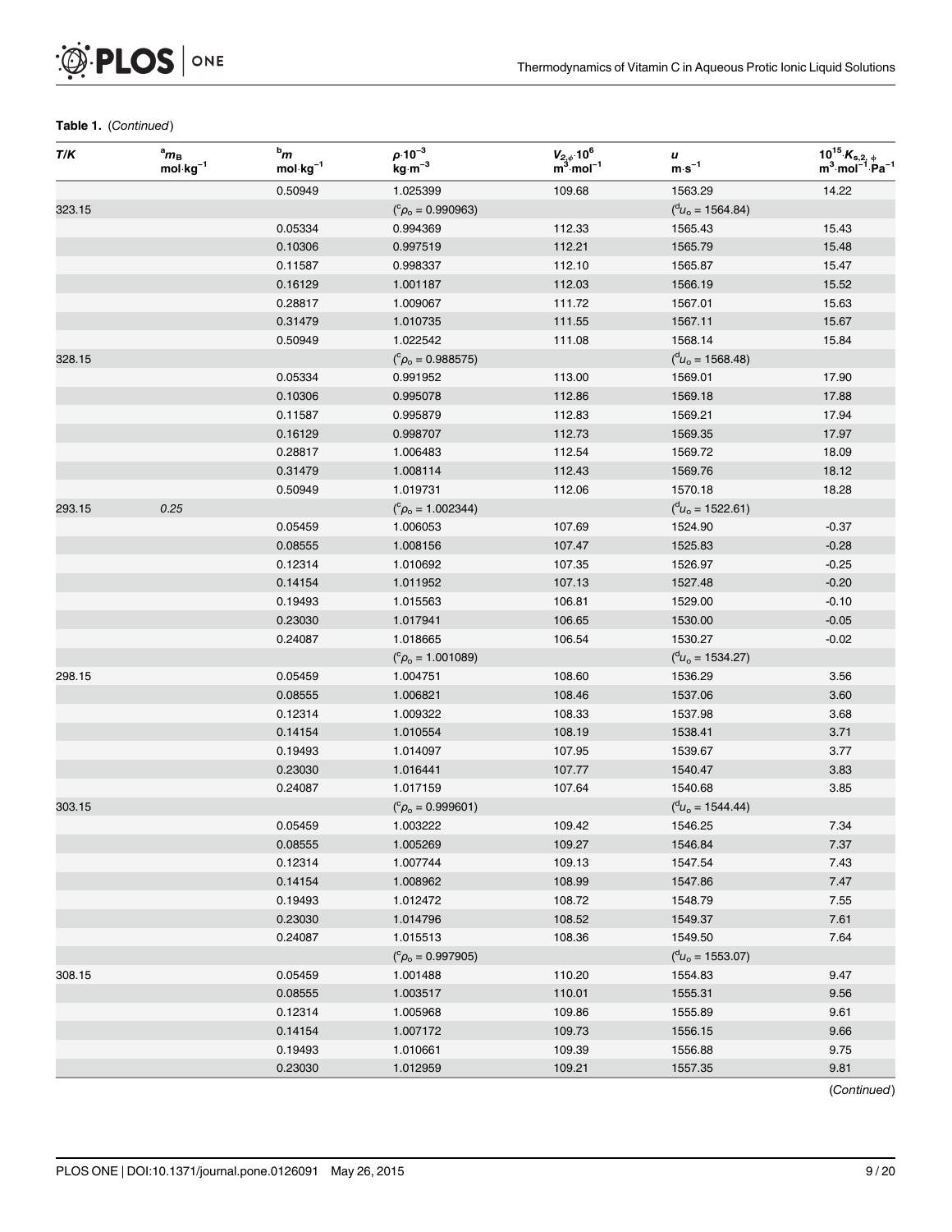**Table 1.** (*Continued*)

| $T/K$ | $^{a}m_B$ $mol \cdot kg^{-1}$ | $^{b}m$ $mol \cdot kg^{-1}$ | $\rho \cdot 10^{-3}$ $kg \cdot m^{-3}$ | $V_{2,\phi} \cdot 10^6$ $m^3 \cdot mol^{-1}$ | $u$ $m \cdot s^{-1}$ | $10^{15} \cdot K_{s,2,\phi}$ $m^3 \cdot mol^{-1} \cdot Pa^{-1}$ |
|---|---|---|---|---|---|---|
| | | 0.50949 | 1.025399 | 109.68 | 1563.29 | 14.22 |
| 323.15 | | | ($^{c}\rho_o$ = 0.990963) | | ($^{d}u_o$ = 1564.84) | |
| | | 0.05334 | 0.994369 | 112.33 | 1565.43 | 15.43 |
| | | 0.10306 | 0.997519 | 112.21 | 1565.79 | 15.48 |
| | | 0.11587 | 0.998337 | 112.10 | 1565.87 | 15.47 |
| | | 0.16129 | 1.001187 | 112.03 | 1566.19 | 15.52 |
| | | 0.28817 | 1.009067 | 111.72 | 1567.01 | 15.63 |
| | | 0.31479 | 1.010735 | 111.55 | 1567.11 | 15.67 |
| | | 0.50949 | 1.022542 | 111.08 | 1568.14 | 15.84 |
| 328.15 | | | ($^{c}\rho_o$ = 0.988575) | | ($^{d}u_o$ = 1568.48) | |
| | | 0.05334 | 0.991952 | 113.00 | 1569.01 | 17.90 |
| | | 0.10306 | 0.995078 | 112.86 | 1569.18 | 17.88 |
| | | 0.11587 | 0.995879 | 112.83 | 1569.21 | 17.94 |
| | | 0.16129 | 0.998707 | 112.73 | 1569.35 | 17.97 |
| | | 0.28817 | 1.006483 | 112.54 | 1569.72 | 18.09 |
| | | 0.31479 | 1.008114 | 112.43 | 1569.76 | 18.12 |
| | | 0.50949 | 1.019731 | 112.06 | 1570.18 | 18.28 |
| 293.15 | *0.25* | | ($^{c}\rho_o$ = 1.002344) | | ($^{d}u_o$ = 1522.61) | |
| | | 0.05459 | 1.006053 | 107.69 | 1524.90 | -0.37 |
| | | 0.08555 | 1.008156 | 107.47 | 1525.83 | -0.28 |
| | | 0.12314 | 1.010692 | 107.35 | 1526.97 | -0.25 |
| | | 0.14154 | 1.011952 | 107.13 | 1527.48 | -0.20 |
| | | 0.19493 | 1.015563 | 106.81 | 1529.00 | -0.10 |
| | | 0.23030 | 1.017941 | 106.65 | 1530.00 | -0.05 |
| | | 0.24087 | 1.018665 | 106.54 | 1530.27 | -0.02 |
| | | | ($^{c}\rho_o$ = 1.001089) | | ($^{d}u_o$ = 1534.27) | |
| 298.15 | | 0.05459 | 1.004751 | 108.60 | 1536.29 | 3.56 |
| | | 0.08555 | 1.006821 | 108.46 | 1537.06 | 3.60 |
| | | 0.12314 | 1.009322 | 108.33 | 1537.98 | 3.68 |
| | | 0.14154 | 1.010554 | 108.19 | 1538.41 | 3.71 |
| | | 0.19493 | 1.014097 | 107.95 | 1539.67 | 3.77 |
| | | 0.23030 | 1.016441 | 107.77 | 1540.47 | 3.83 |
| | | 0.24087 | 1.017159 | 107.64 | 1540.68 | 3.85 |
| 303.15 | | | ($^{c}\rho_o$ = 0.999601) | | ($^{d}u_o$ = 1544.44) | |
| | | 0.05459 | 1.003222 | 109.42 | 1546.25 | 7.34 |
| | | 0.08555 | 1.005269 | 109.27 | 1546.84 | 7.37 |
| | | 0.12314 | 1.007744 | 109.13 | 1547.54 | 7.43 |
| | | 0.14154 | 1.008962 | 108.99 | 1547.86 | 7.47 |
| | | 0.19493 | 1.012472 | 108.72 | 1548.79 | 7.55 |
| | | 0.23030 | 1.014796 | 108.52 | 1549.37 | 7.61 |
| | | 0.24087 | 1.015513 | 108.36 | 1549.50 | 7.64 |
| | | | ($^{c}\rho_o$ = 0.997905) | | ($^{d}u_o$ = 1553.07) | |
| 308.15 | | 0.05459 | 1.001488 | 110.20 | 1554.83 | 9.47 |
| | | 0.08555 | 1.003517 | 110.01 | 1555.31 | 9.56 |
| | | 0.12314 | 1.005968 | 109.86 | 1555.89 | 9.61 |
| | | 0.14154 | 1.007172 | 109.73 | 1556.15 | 9.66 |
| | | 0.19493 | 1.010661 | 109.39 | 1556.88 | 9.75 |
| | | 0.23030 | 1.012959 | 109.21 | 1557.35 | 9.81 |

(*Continued*)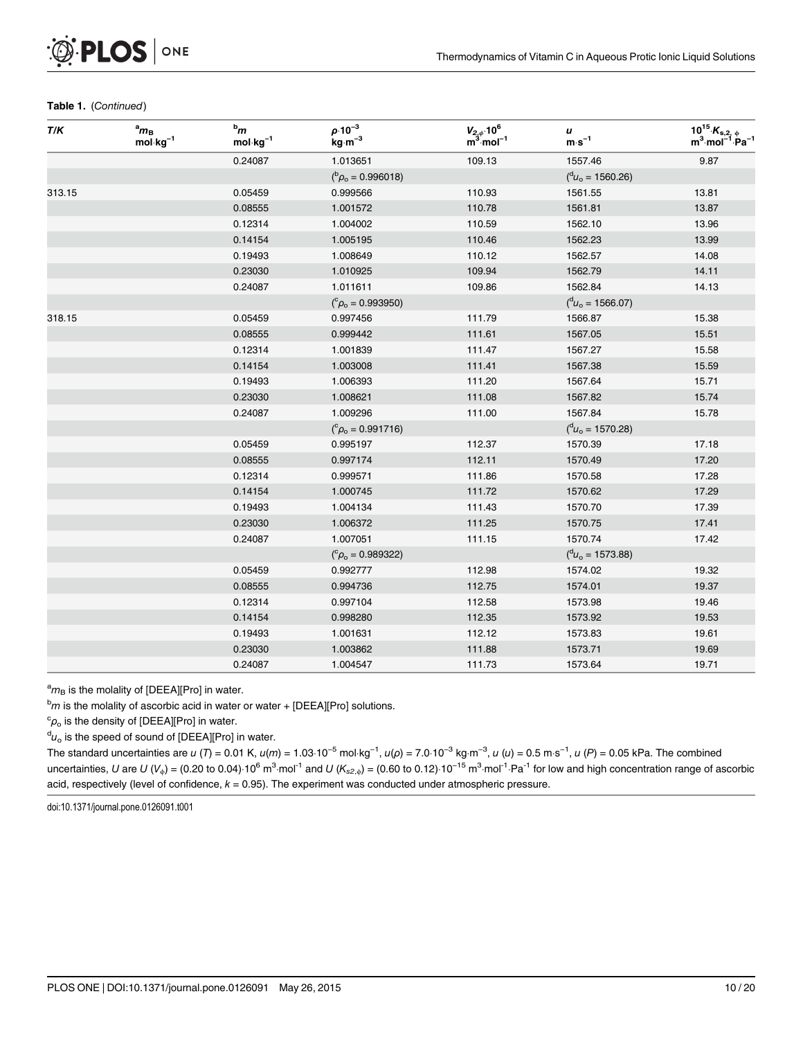**Table 1.** (*Continued*)

| $T$/K | [a]$m_B$ mol·kg$^{-1}$ | [b]$m$ mol·kg$^{-1}$ | $\rho \cdot 10^{-3}$ kg·m$^{-3}$ | $V_{2,\phi} \cdot 10^6$ m$^3$·mol$^{-1}$ | $u$ m·s$^{-1}$ | $10^{15} \cdot K_{s,2,\phi}$ m$^3$·mol$^{-1}$·Pa$^{-1}$ |
|---|---|---|---|---|---|---|
| | | 0.24087 | 1.013651 | 109.13 | 1557.46 | 9.87 |
| | | | ([b]$\rho_o$ = 0.996018) | | ([d]$u_o$ = 1560.26) | |
| 313.15 | | 0.05459 | 0.999566 | 110.93 | 1561.55 | 13.81 |
| | | 0.08555 | 1.001572 | 110.78 | 1561.81 | 13.87 |
| | | 0.12314 | 1.004002 | 110.59 | 1562.10 | 13.96 |
| | | 0.14154 | 1.005195 | 110.46 | 1562.23 | 13.99 |
| | | 0.19493 | 1.008649 | 110.12 | 1562.57 | 14.08 |
| | | 0.23030 | 1.010925 | 109.94 | 1562.79 | 14.11 |
| | | 0.24087 | 1.011611 | 109.86 | 1562.84 | 14.13 |
| | | | ([c]$\rho_o$ = 0.993950) | | ([d]$u_o$ = 1566.07) | |
| 318.15 | | 0.05459 | 0.997456 | 111.79 | 1566.87 | 15.38 |
| | | 0.08555 | 0.999442 | 111.61 | 1567.05 | 15.51 |
| | | 0.12314 | 1.001839 | 111.47 | 1567.27 | 15.58 |
| | | 0.14154 | 1.003008 | 111.41 | 1567.38 | 15.59 |
| | | 0.19493 | 1.006393 | 111.20 | 1567.64 | 15.71 |
| | | 0.23030 | 1.008621 | 111.08 | 1567.82 | 15.74 |
| | | 0.24087 | 1.009296 | 111.00 | 1567.84 | 15.78 |
| | | | ([c]$\rho_o$ = 0.991716) | | ([d]$u_o$ = 1570.28) | |
| | | 0.05459 | 0.995197 | 112.37 | 1570.39 | 17.18 |
| | | 0.08555 | 0.997174 | 112.11 | 1570.49 | 17.20 |
| | | 0.12314 | 0.999571 | 111.86 | 1570.58 | 17.28 |
| | | 0.14154 | 1.000745 | 111.72 | 1570.62 | 17.29 |
| | | 0.19493 | 1.004134 | 111.43 | 1570.70 | 17.39 |
| | | 0.23030 | 1.006372 | 111.25 | 1570.75 | 17.41 |
| | | 0.24087 | 1.007051 | 111.15 | 1570.74 | 17.42 |
| | | | ([c]$\rho_o$ = 0.989322) | | ([d]$u_o$ = 1573.88) | |
| | | 0.05459 | 0.992777 | 112.98 | 1574.02 | 19.32 |
| | | 0.08555 | 0.994736 | 112.75 | 1574.01 | 19.37 |
| | | 0.12314 | 0.997104 | 112.58 | 1573.98 | 19.46 |
| | | 0.14154 | 0.998280 | 112.35 | 1573.92 | 19.53 |
| | | 0.19493 | 1.001631 | 112.12 | 1573.83 | 19.61 |
| | | 0.23030 | 1.003862 | 111.88 | 1573.71 | 19.69 |
| | | 0.24087 | 1.004547 | 111.73 | 1573.64 | 19.71 |

[a]$m_B$ is the molality of [DEEA][Pro] in water.

[b]$m$ is the molality of ascorbic acid in water or water + [DEEA][Pro] solutions.

[c]$\rho_o$ is the density of [DEEA][Pro] in water.

[d]$u_o$ is the speed of sound of [DEEA][Pro] in water.

The standard uncertainties are $u$ ($T$) = 0.01 K, $u(m)$ = 1.03·10$^{-5}$ mol·kg$^{-1}$, $u(\rho)$ = 7.0·10$^{-3}$ kg·m$^{-3}$, $u$ ($u$) = 0.5 m·s$^{-1}$, $u$ ($P$) = 0.05 kPa. The combined uncertainties, $U$ are $U$ ($V_\phi$) = (0.20 to 0.04)·10$^6$ m$^3$·mol$^{-1}$ and $U$ ($K_{s2,\phi}$) = (0.60 to 0.12)·10$^{-15}$ m$^3$·mol$^{-1}$·Pa$^{-1}$ for low and high concentration range of ascorbic acid, respectively (level of confidence, $k$ = 0.95). The experiment was conducted under atmospheric pressure.

doi:10.1371/journal.pone.0126091.t001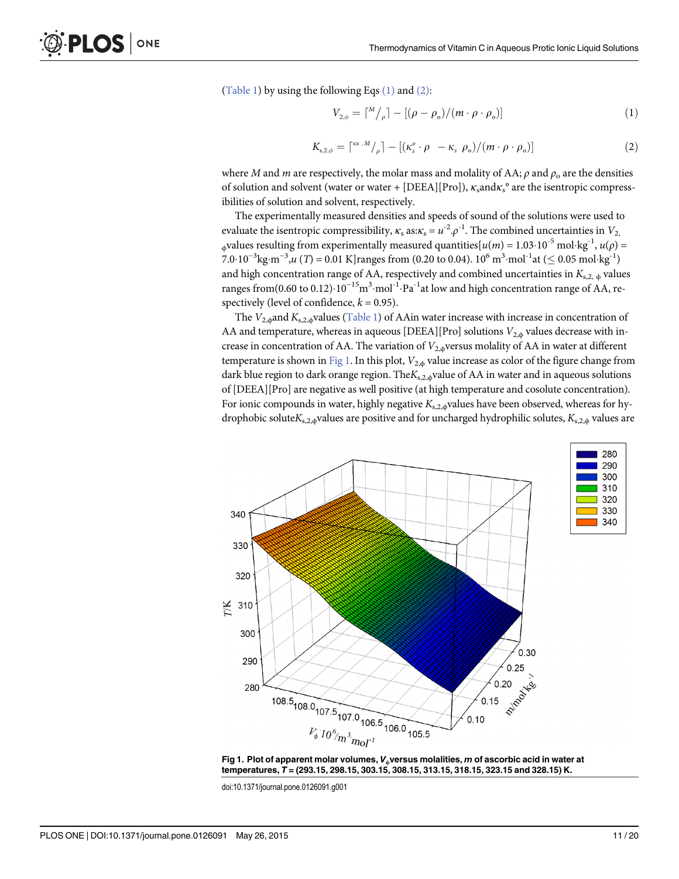(Table 1) by using the following Eqs (1) and (2):

$$V_{2,\phi} = \left\lceil {}^{M}/_{\rho} \right\rceil - [(\rho - \rho_o)/(m \cdot \rho \cdot \rho_o)] \tag{1}$$

$$K_{s,2,\phi} = \left\lceil {}^{\kappa s \cdot M}/_{\rho} \right\rceil - [(\kappa_s^o \cdot \rho \; - \kappa_s \; \rho_o)/(m \cdot \rho \cdot \rho_o)] \tag{2}$$

where $M$ and $m$ are respectively, the molar mass and molality of AA; $\rho$ and $\rho_o$ are the densities of solution and solvent (water or water + [DEEA][Pro]), $\kappa_s$and$\kappa_s$° are the isentropic compressibilities of solution and solvent, respectively.

The experimentally measured densities and speeds of sound of the solutions were used to evaluate the isentropic compressibility, $\kappa_s$ as:$\kappa_s = u^{-2}.\rho^{-1}$. The combined uncertainties in $V_{2,\phi}$values resulting from experimentally measured quantities[$u(m) = 1.03 \cdot 10^{-5}$ mol·kg$^{-1}$, $u(\rho) = 7.0 \cdot 10^{-3}$kg·m$^{-3}$,$u$ ($T$) = 0.01 K]ranges from (0.20 to 0.04). $10^6$ m$^3$·mol$^{-1}$at (≤ 0.05 mol·kg$^{-1}$) and high concentration range of AA, respectively and combined uncertainties in $K_{s,2,\phi}$ values ranges from(0.60 to 0.12)·$10^{-15}$m$^3$·mol$^{-1}$·Pa$^{-1}$at low and high concentration range of AA, respectively (level of confidence, $k$ = 0.95).

The $V_{2,\phi}$and $K_{s,2,\phi}$values (Table 1) of AAin water increase with increase in concentration of AA and temperature, whereas in aqueous [DEEA][Pro] solutions $V_{2,\phi}$ values decrease with increase in concentration of AA. The variation of $V_{2,\phi}$versus molality of AA in water at different temperature is shown in Fig 1. In this plot, $V_{2,\phi}$ value increase as color of the figure change from dark blue region to dark orange region. The$K_{s,2,\phi}$value of AA in water and in aqueous solutions of [DEEA][Pro] are negative as well positive (at high temperature and cosolute concentration). For ionic compounds in water, highly negative $K_{s,2,\phi}$values have been observed, whereas for hydrophobic solute$K_{s,2,\phi}$values are positive and for uncharged hydrophilic solutes, $K_{s,2,\phi}$ values are

**Fig 1. Plot of apparent molar volumes, $V_\phi$versus molalities, $m$ of ascorbic acid in water at temperatures, $T$ = (293.15, 298.15, 303.15, 308.15, 313.15, 318.15, 323.15 and 328.15) K.**

doi:10.1371/journal.pone.0126091.g001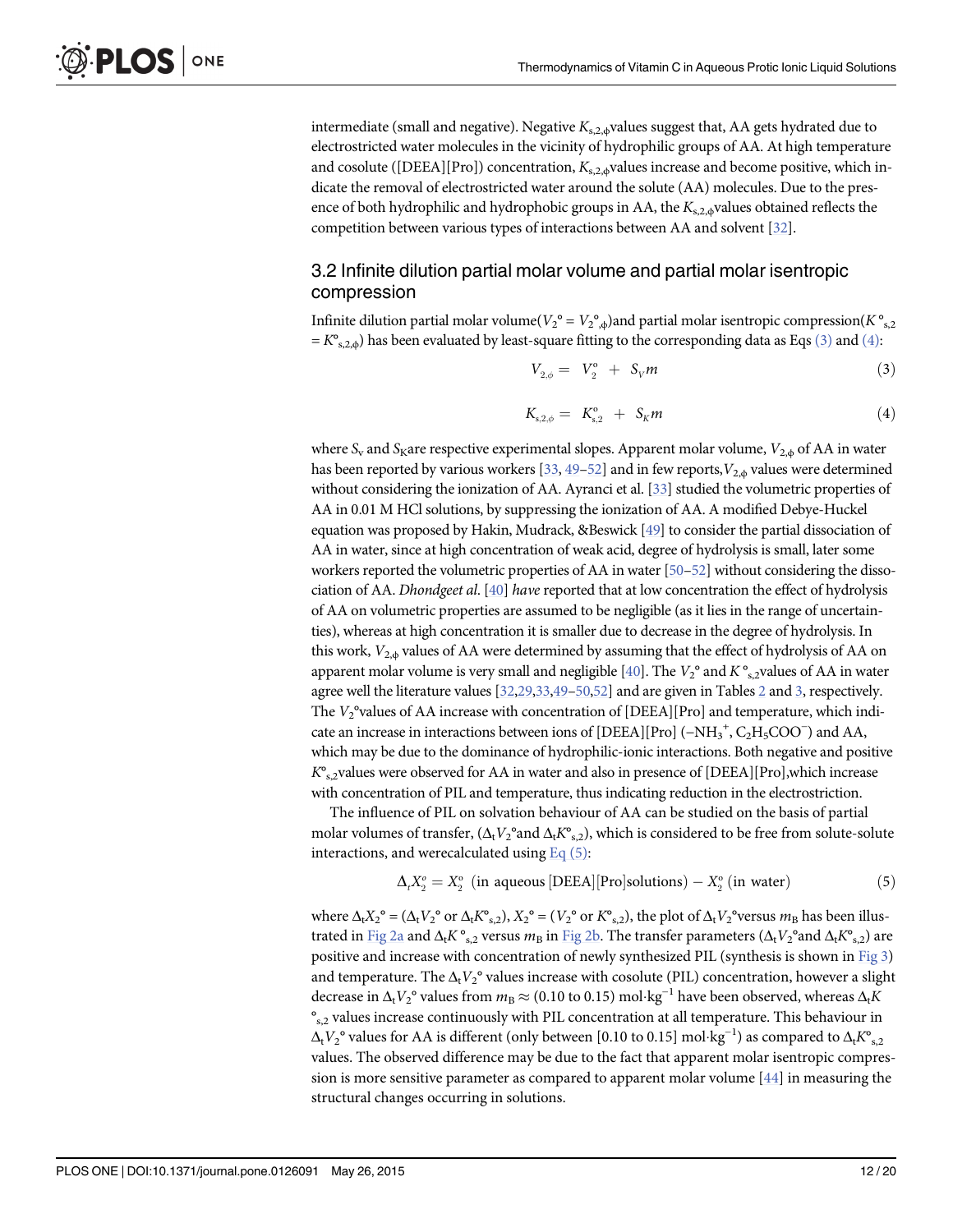intermediate (small and negative). Negative $K_{s,2,\phi}$ values suggest that, AA gets hydrated due to electrostricted water molecules in the vicinity of hydrophilic groups of AA. At high temperature and cosolute ([DEEA][Pro]) concentration, $K_{s,2,\phi}$ values increase and become positive, which indicate the removal of electrostricted water around the solute (AA) molecules. Due to the presence of both hydrophilic and hydrophobic groups in AA, the $K_{s,2,\phi}$ values obtained reflects the competition between various types of interactions between AA and solvent [32].

## 3.2 Infinite dilution partial molar volume and partial molar isentropic compression

Infinite dilution partial molar volume($V_2° = V_{2,\phi}°$)and partial molar isentropic compression($K°_{s,2} = K°_{s,2,\phi}$) has been evaluated by least-square fitting to the corresponding data as Eqs (3) and (4):

$$V_{2,\phi} = V_2^{\circ} + S_V m \tag{3}$$

$$K_{s,2,\phi} = K_{s,2}^{\circ} + S_K m \tag{4}$$

where $S_v$ and $S_K$are respective experimental slopes. Apparent molar volume, $V_{2,\phi}$ of AA in water has been reported by various workers [33, 49–52] and in few reports,$V_{2,\phi}$ values were determined without considering the ionization of AA. Ayranci et al. [33] studied the volumetric properties of AA in 0.01 M HCl solutions, by suppressing the ionization of AA. A modified Debye-Huckel equation was proposed by Hakin, Mudrack, &Beswick [49] to consider the partial dissociation of AA in water, since at high concentration of weak acid, degree of hydrolysis is small, later some workers reported the volumetric properties of AA in water [50–52] without considering the dissociation of AA. *Dhondgeet al.* [40] *have* reported that at low concentration the effect of hydrolysis of AA on volumetric properties are assumed to be negligible (as it lies in the range of uncertainties), whereas at high concentration it is smaller due to decrease in the degree of hydrolysis. In this work, $V_{2,\phi}$ values of AA were determined by assuming that the effect of hydrolysis of AA on apparent molar volume is very small and negligible [40]. The $V_2°$ and $K°_{s,2}$values of AA in water agree well the literature values [32,29,33,49–50,52] and are given in Tables 2 and 3, respectively. The $V_2°$values of AA increase with concentration of [DEEA][Pro] and temperature, which indicate an increase in interactions between ions of [DEEA][Pro] ($-NH_3^+$, $C_2H_5COO^-$) and AA, which may be due to the dominance of hydrophilic-ionic interactions. Both negative and positive $K°_{s,2}$values were observed for AA in water and also in presence of [DEEA][Pro],which increase with concentration of PIL and temperature, thus indicating reduction in the electrostriction.

The influence of PIL on solvation behaviour of AA can be studied on the basis of partial molar volumes of transfer, ($\Delta_t V_2°$and $\Delta_t K°_{s,2}$), which is considered to be free from solute-solute interactions, and werecalculated using Eq (5):

$$\Delta_t X_2^{\circ} = X_2^{\circ} \text{ (in aqueous [DEEA][Pro]solutions)} - X_2^{\circ} \text{ (in water)} \tag{5}$$

where $\Delta_t X_2° = (\Delta_t V_2°$ or $\Delta_t K°_{s,2})$, $X_2° = (V_2°$ or $K°_{s,2})$, the plot of $\Delta_t V_2°$versus $m_B$ has been illustrated in Fig 2a and $\Delta_t K°_{s,2}$ versus $m_B$ in Fig 2b. The transfer parameters ($\Delta_t V_2°$and $\Delta_t K°_{s,2}$) are positive and increase with concentration of newly synthesized PIL (synthesis is shown in Fig 3) and temperature. The $\Delta_t V_2°$ values increase with cosolute (PIL) concentration, however a slight decrease in $\Delta_t V_2°$ values from $m_B \approx$ (0.10 to 0.15) mol·kg$^{-1}$ have been observed, whereas $\Delta_t K°_{s,2}$ values increase continuously with PIL concentration at all temperature. This behaviour in $\Delta_t V_2°$ values for AA is different (only between [0.10 to 0.15] mol·kg$^{-1}$) as compared to $\Delta_t K°_{s,2}$ values. The observed difference may be due to the fact that apparent molar isentropic compression is more sensitive parameter as compared to apparent molar volume [44] in measuring the structural changes occurring in solutions.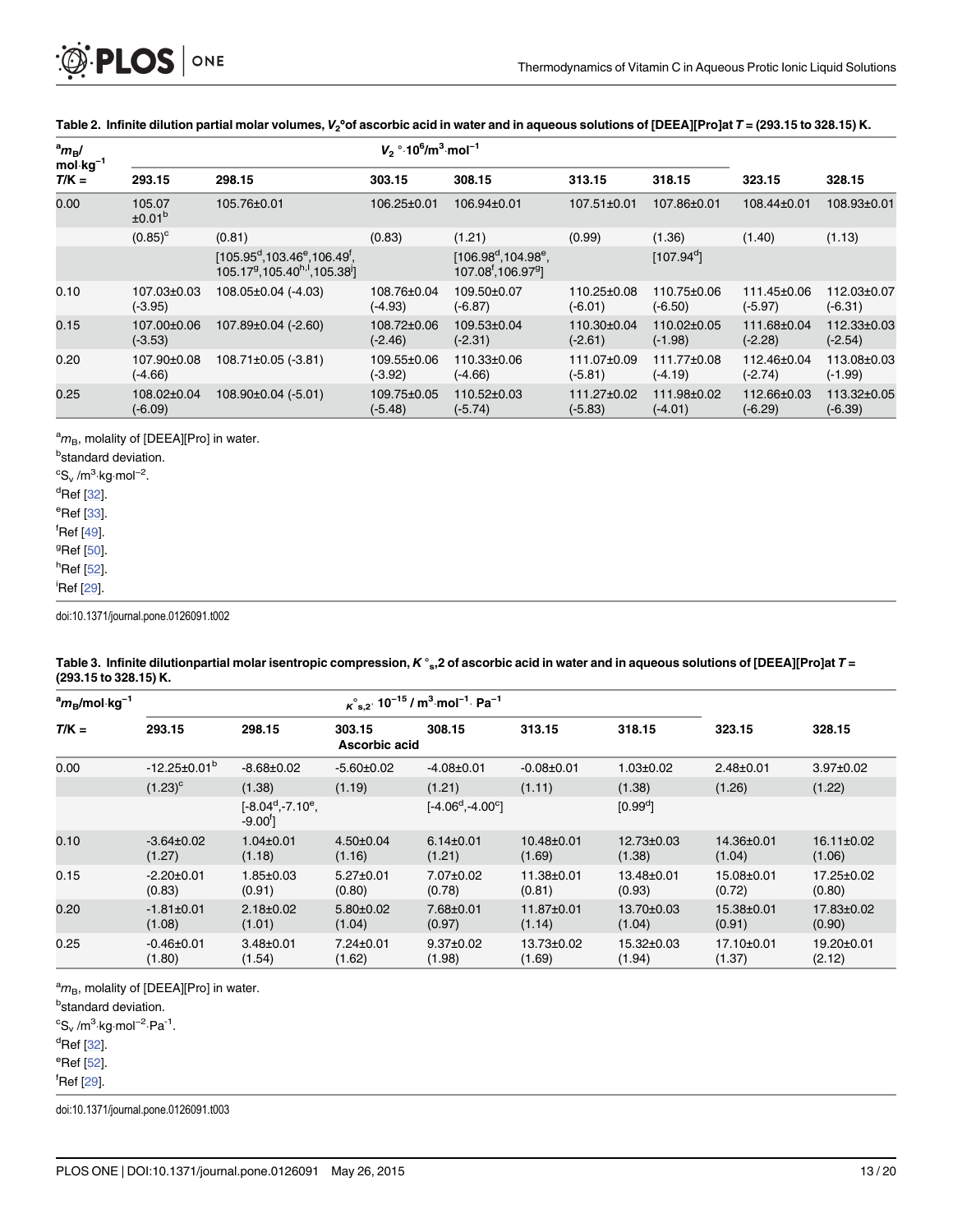**Table 2. Infinite dilution partial molar volumes, $V_2°$of ascorbic acid in water and in aqueous solutions of [DEEA][Pro]at $T$ = (293.15 to 328.15) K.**

| [a]$m_B$/ mol·kg$^{-1}$ | $V_2°·10^6$/m$^3$·mol$^{-1}$ | | | | | | | |
|---|---|---|---|---|---|---|---|---|
| $T$/K = | 293.15 | 298.15 | 303.15 | 308.15 | 313.15 | 318.15 | 323.15 | 328.15 |
| 0.00 | 105.07 ±0.01[b] | 105.76±0.01 | 106.25±0.01 | 106.94±0.01 | 107.51±0.01 | 107.86±0.01 | 108.44±0.01 | 108.93±0.01 |
| | (0.85)[c] | (0.81) | (0.83) | (1.21) | (0.99) | (1.36) | (1.40) | (1.13) |
| | | [105.95[d],103.46[e],106.49[f], 105.17[g],105.40[h,i],105.38[i]] | | [106.98[d],104.98[e], 107.08[f],106.97[g]] | | [107.94[d]] | | |
| 0.10 | 107.03±0.03 (-3.95) | 108.05±0.04 (-4.03) | 108.76±0.04 (-4.93) | 109.50±0.07 (-6.87) | 110.25±0.08 (-6.01) | 110.75±0.06 (-6.50) | 111.45±0.06 (-5.97) | 112.03±0.07 (-6.31) |
| 0.15 | 107.00±0.06 (-3.53) | 107.89±0.04 (-2.60) | 108.72±0.06 (-2.46) | 109.53±0.04 (-2.31) | 110.30±0.04 (-2.61) | 110.02±0.05 (-1.98) | 111.68±0.04 (-2.28) | 112.33±0.03 (-2.54) |
| 0.20 | 107.90±0.08 (-4.66) | 108.71±0.05 (-3.81) | 109.55±0.06 (-3.92) | 110.33±0.06 (-4.66) | 111.07±0.09 (-5.81) | 111.77±0.08 (-4.19) | 112.46±0.04 (-2.74) | 113.08±0.03 (-1.99) |
| 0.25 | 108.02±0.04 (-6.09) | 108.90±0.04 (-5.01) | 109.75±0.05 (-5.48) | 110.52±0.03 (-5.74) | 111.27±0.02 (-5.83) | 111.98±0.02 (-4.01) | 112.66±0.03 (-6.29) | 113.32±0.05 (-6.39) |

[a]$m_B$, molality of [DEEA][Pro] in water.

[b]standard deviation.

[c]$S_v$ /m$^3$·kg·mol$^{-2}$.

[d]Ref [32].

[e]Ref [33].

[f]Ref [49].

[g]Ref [50].

[h]Ref [52].

[i]Ref [29].

doi:10.1371/journal.pone.0126091.t002

**Table 3. Infinite dilutionpartial molar isentropic compression, $K°_{s,2}$ of ascorbic acid in water and in aqueous solutions of [DEEA][Pro]at $T$ = (293.15 to 328.15) K.**

| [a]$m_B$/mol·kg$^{-1}$ | $K°_{s,2}·10^{-15}$ / m$^3$·mol$^{-1}$· Pa$^{-1}$ | | | | | | | |
|---|---|---|---|---|---|---|---|---|
| $T$/K = | 293.15 | 298.15 | 303.15 Ascorbic acid | 308.15 | 313.15 | 318.15 | 323.15 | 328.15 |
| 0.00 | -12.25±0.01[b] | -8.68±0.02 | -5.60±0.02 | -4.08±0.01 | -0.08±0.01 | 1.03±0.02 | 2.48±0.01 | 3.97±0.02 |
| | (1.23)[c] | (1.38) | (1.19) | (1.21) | (1.11) | (1.38) | (1.26) | (1.22) |
| | | [-8.04[d],-7.10[e], -9.00[f]] | | [-4.06[d],-4.00[c]] | | [0.99[d]] | | |
| 0.10 | -3.64±0.02 (1.27) | 1.04±0.01 (1.18) | 4.50±0.04 (1.16) | 6.14±0.01 (1.21) | 10.48±0.01 (1.69) | 12.73±0.03 (1.38) | 14.36±0.01 (1.04) | 16.11±0.02 (1.06) |
| 0.15 | -2.20±0.01 (0.83) | 1.85±0.03 (0.91) | 5.27±0.01 (0.80) | 7.07±0.02 (0.78) | 11.38±0.01 (0.81) | 13.48±0.01 (0.93) | 15.08±0.01 (0.72) | 17.25±0.02 (0.80) |
| 0.20 | -1.81±0.01 (1.08) | 2.18±0.02 (1.01) | 5.80±0.02 (1.04) | 7.68±0.01 (0.97) | 11.87±0.01 (1.14) | 13.70±0.03 (1.04) | 15.38±0.01 (0.91) | 17.83±0.02 (0.90) |
| 0.25 | -0.46±0.01 (1.80) | 3.48±0.01 (1.54) | 7.24±0.01 (1.62) | 9.37±0.02 (1.98) | 13.73±0.02 (1.69) | 15.32±0.03 (1.94) | 17.10±0.01 (1.37) | 19.20±0.01 (2.12) |

[a]$m_B$, molality of [DEEA][Pro] in water.

[b]standard deviation.

[c]$S_v$ /m$^3$·kg·mol$^{-2}$·Pa$^{-1}$.

[d]Ref [32].

[e]Ref [52].

[f]Ref [29].

doi:10.1371/journal.pone.0126091.t003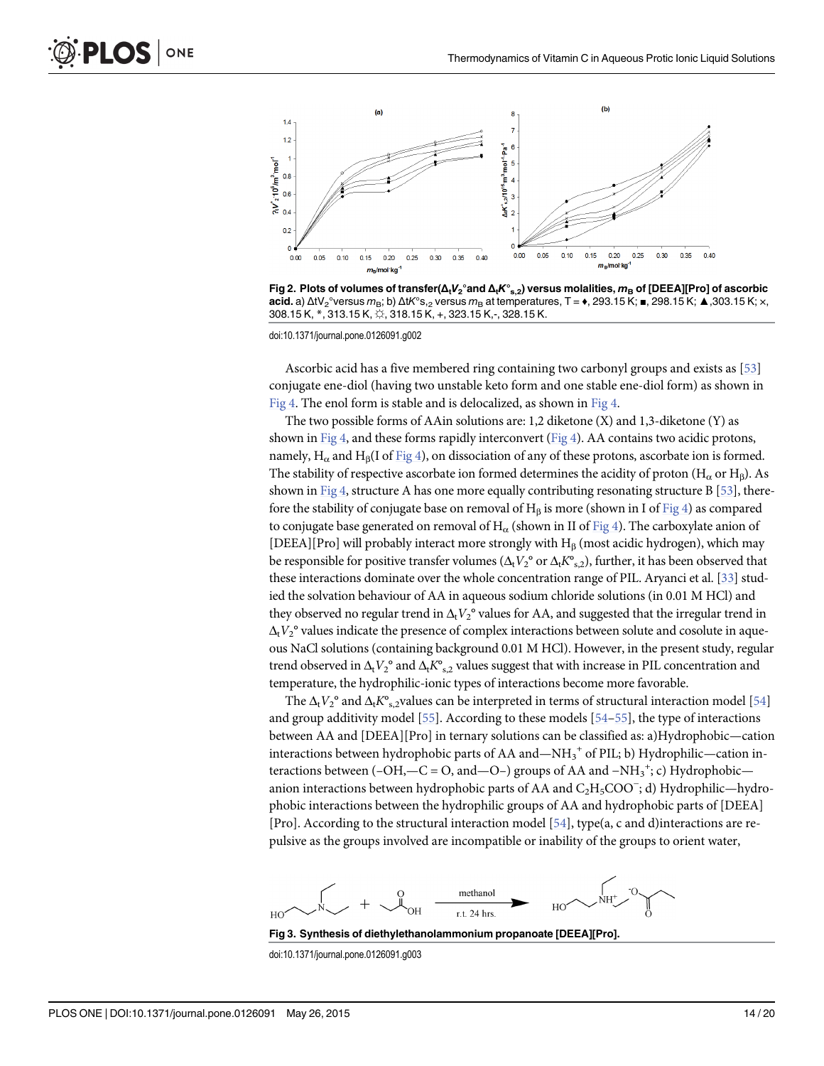**Fig 2. Plots of volumes of transfer($\Delta_t V_2°$and $\Delta_t K°_{s,2}$) versus molalities, $m_B$ of [DEEA][Pro] of ascorbic acid.** a) $\Delta t V_2°$versus $m_B$; b) $\Delta t K°_{s,2}$ versus $m_B$ at temperatures, T = ♦, 293.15 K; ■, 298.15 K; ▲,303.15 K; ×, 308.15 K, *, 313.15 K, ☼, 318.15 K, +, 323.15 K,-, 328.15 K.

doi:10.1371/journal.pone.0126091.g002

Ascorbic acid has a five membered ring containing two carbonyl groups and exists as [53] conjugate ene-diol (having two unstable keto form and one stable ene-diol form) as shown in Fig 4. The enol form is stable and is delocalized, as shown in Fig 4.

The two possible forms of AAin solutions are: 1,2 diketone (X) and 1,3-diketone (Y) as shown in Fig 4, and these forms rapidly interconvert (Fig 4). AA contains two acidic protons, namely, $H_\alpha$ and $H_\beta$(I of Fig 4), on dissociation of any of these protons, ascorbate ion is formed. The stability of respective ascorbate ion formed determines the acidity of proton ($H_\alpha$ or $H_\beta$). As shown in Fig 4, structure A has one more equally contributing resonating structure B [53], therefore the stability of conjugate base on removal of $H_\beta$ is more (shown in I of Fig 4) as compared to conjugate base generated on removal of $H_\alpha$ (shown in II of Fig 4). The carboxylate anion of [DEEA][Pro] will probably interact more strongly with $H_\beta$ (most acidic hydrogen), which may be responsible for positive transfer volumes ($\Delta_t V_2°$ or $\Delta_t K°_{s,2}$), further, it has been observed that these interactions dominate over the whole concentration range of PIL. Aryanci et al. [33] studied the solvation behaviour of AA in aqueous sodium chloride solutions (in 0.01 M HCl) and they observed no regular trend in $\Delta_t V_2°$ values for AA, and suggested that the irregular trend in $\Delta_t V_2°$ values indicate the presence of complex interactions between solute and cosolute in aqueous NaCl solutions (containing background 0.01 M HCl). However, in the present study, regular trend observed in $\Delta_t V_2°$ and $\Delta_t K°_{s,2}$ values suggest that with increase in PIL concentration and temperature, the hydrophilic-ionic types of interactions become more favorable.

The $\Delta_t V_2°$ and $\Delta_t K°_{s,2}$values can be interpreted in terms of structural interaction model [54] and group additivity model [55]. According to these models [54–55], the type of interactions between AA and [DEEA][Pro] in ternary solutions can be classified as: a)Hydrophobic—cation interactions between hydrophobic parts of AA and—$NH_3^+$ of PIL; b) Hydrophilic—cation interactions between (–OH,—C = O, and—O–) groups of AA and $-NH_3^+$; c) Hydrophobic—anion interactions between hydrophobic parts of AA and $C_2H_5COO^-$; d) Hydrophilic—hydrophobic interactions between the hydrophilic groups of AA and hydrophobic parts of [DEEA][Pro]. According to the structural interaction model [54], type(a, c and d)interactions are repulsive as the groups involved are incompatible or inability of the groups to orient water,

**Fig 3. Synthesis of diethylethanolammonium propanoate [DEEA][Pro].**

doi:10.1371/journal.pone.0126091.g003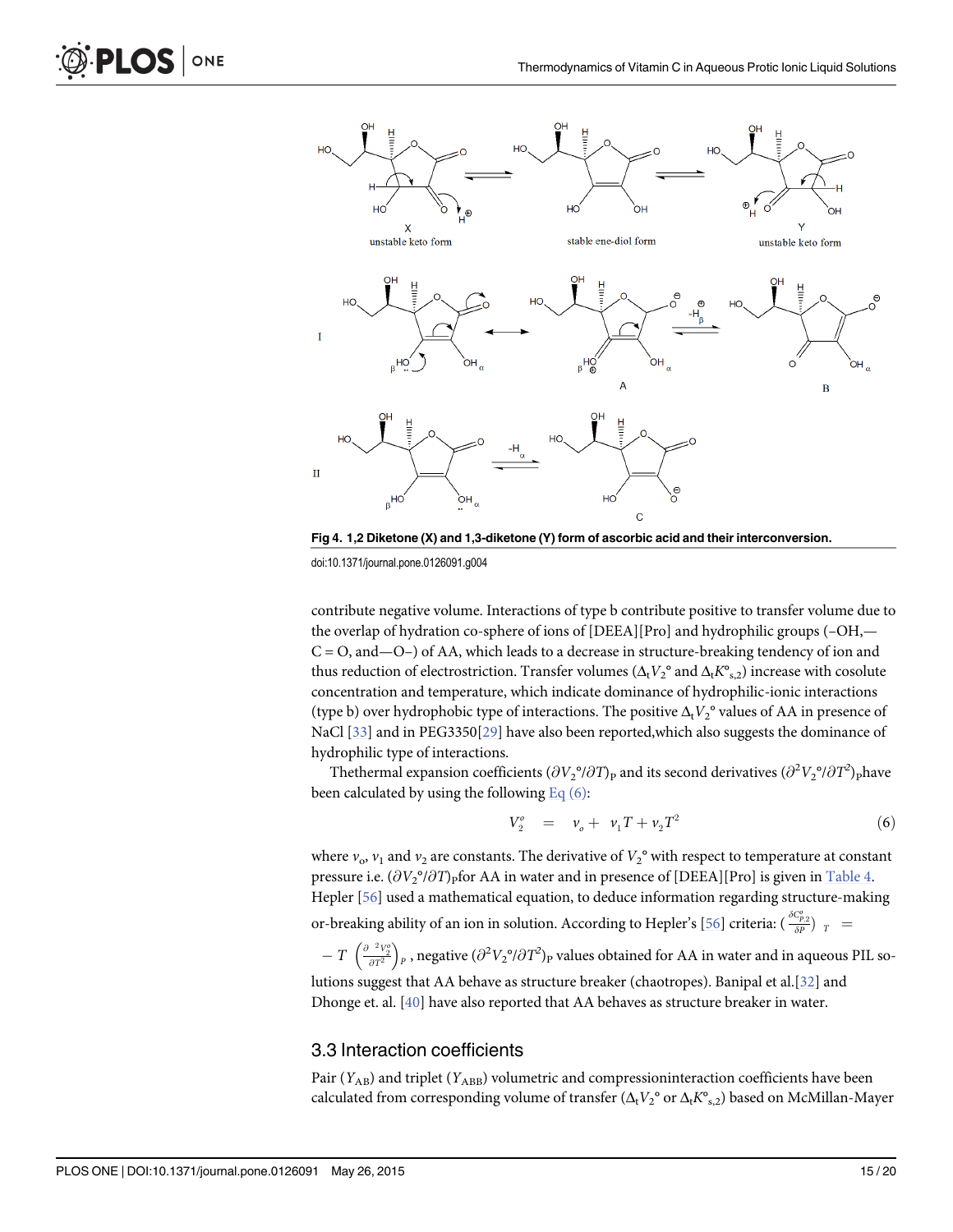Fig 4. 1,2 Diketone (X) and 1,3-diketone (Y) form of ascorbic acid and their interconversion.

doi:10.1371/journal.pone.0126091.g004

contribute negative volume. Interactions of type b contribute positive to transfer volume due to the overlap of hydration co-sphere of ions of [DEEA][Pro] and hydrophilic groups (–OH,—C = O, and—O–) of AA, which leads to a decrease in structure-breaking tendency of ion and thus reduction of electrostriction. Transfer volumes ($\Delta_t V_2°$ and $\Delta_t K°_{s,2}$) increase with cosolute concentration and temperature, which indicate dominance of hydrophilic-ionic interactions (type b) over hydrophobic type of interactions. The positive $\Delta_t V_2°$ values of AA in presence of NaCl [33] and in PEG3350[29] have also been reported,which also suggests the dominance of hydrophilic type of interactions.

Thethermal expansion coefficients $(\partial V_2°/\partial T)_P$ and its second derivatives $(\partial^2 V_2°/\partial T^2)_P$have been calculated by using the following Eq (6):

$$V_2^o \quad = \quad v_o + \ v_1 T + v_2 T^2 \tag{6}$$

where $v_o$, $v_1$ and $v_2$ are constants. The derivative of $V_2°$ with respect to temperature at constant pressure i.e. $(\partial V_2°/\partial T)_P$for AA in water and in presence of [DEEA][Pro] is given in Table 4. Hepler [56] used a mathematical equation, to deduce information regarding structure-making or-breaking ability of an ion in solution. According to Hepler's [56] criteria: $\left(\frac{\delta C_{P,2}^o}{\delta P}\right)_T = -T\left(\frac{\partial^2 V_2^o}{\partial T^2}\right)_P$, negative $(\partial^2 V_2°/\partial T^2)_P$ values obtained for AA in water and in aqueous PIL solutions suggest that AA behave as structure breaker (chaotropes). Banipal et al.[32] and Dhonge et. al. [40] have also reported that AA behaves as structure breaker in water.

## 3.3 Interaction coefficients

Pair ($Y_{AB}$) and triplet ($Y_{ABB}$) volumetric and compressioninteraction coefficients have been calculated from corresponding volume of transfer ($\Delta_t V_2°$ or $\Delta_t K°_{s,2}$) based on McMillan-Mayer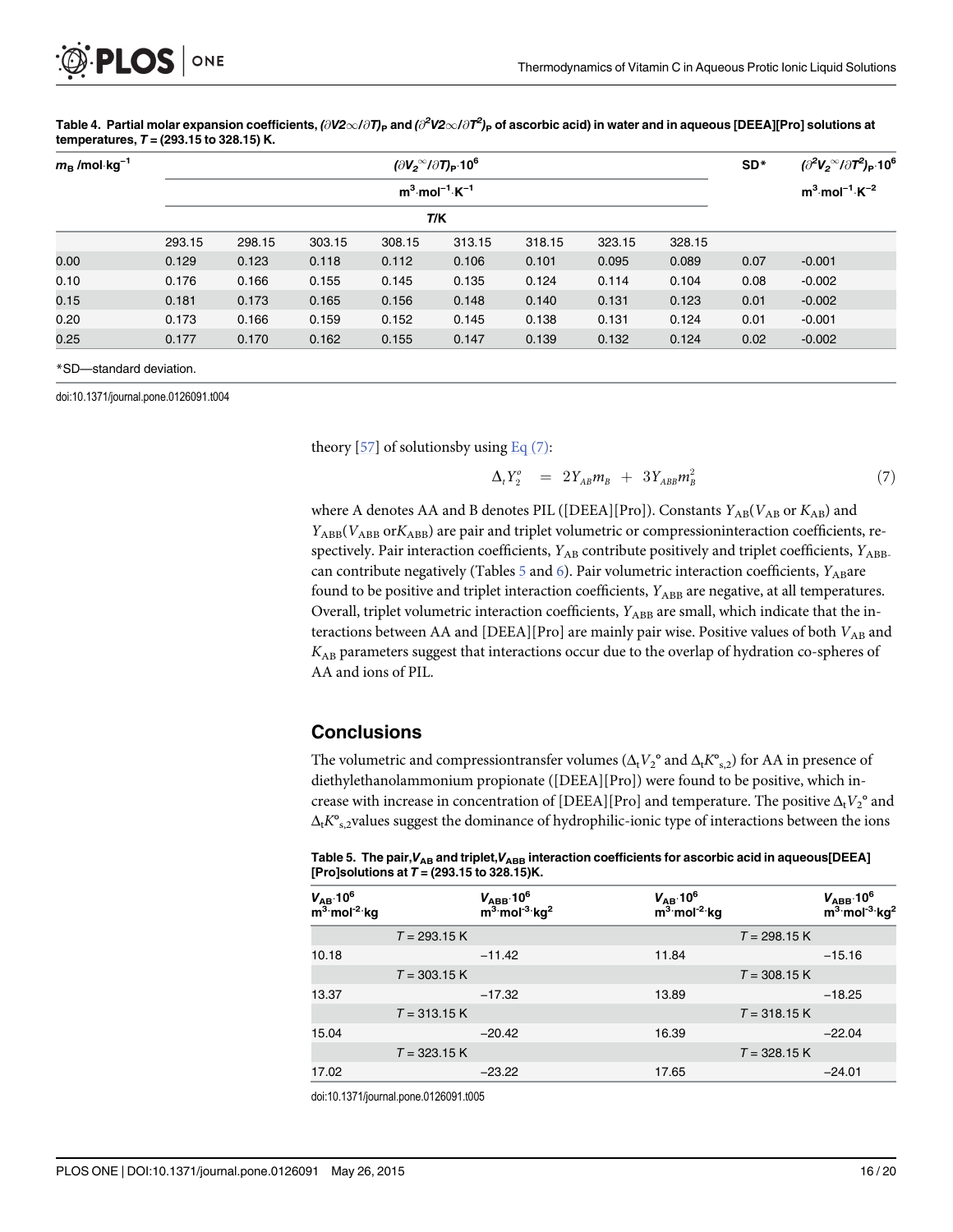**Table 4. Partial molar expansion coefficients, $(\partial V_2^{\infty}/\partial T)_P$ and $(\partial^2 V_2^{\infty}/\partial T^2)_P$ of ascorbic acid) in water and in aqueous [DEEA][Pro] solutions at temperatures, $T$ = (293.15 to 328.15) K.**

| $m_B$ /mol·kg$^{-1}$ | $(\partial V_2^{\infty}/\partial T)_P \cdot 10^6$ m$^3$·mol$^{-1}$·K$^{-1}$ | | | | | | | | SD* | $(\partial^2 V_2^{\infty}/\partial T^2)_P \cdot 10^6$ m$^3$·mol$^{-1}$·K$^{-2}$ |
|---|---|---|---|---|---|---|---|---|---|---|
| | *T*/K | | | | | | | | | |
| | 293.15 | 298.15 | 303.15 | 308.15 | 313.15 | 318.15 | 323.15 | 328.15 | | |
| 0.00 | 0.129 | 0.123 | 0.118 | 0.112 | 0.106 | 0.101 | 0.095 | 0.089 | 0.07 | -0.001 |
| 0.10 | 0.176 | 0.166 | 0.155 | 0.145 | 0.135 | 0.124 | 0.114 | 0.104 | 0.08 | -0.002 |
| 0.15 | 0.181 | 0.173 | 0.165 | 0.156 | 0.148 | 0.140 | 0.131 | 0.123 | 0.01 | -0.002 |
| 0.20 | 0.173 | 0.166 | 0.159 | 0.152 | 0.145 | 0.138 | 0.131 | 0.124 | 0.01 | -0.001 |
| 0.25 | 0.177 | 0.170 | 0.162 | 0.155 | 0.147 | 0.139 | 0.132 | 0.124 | 0.02 | -0.002 |

*SD—standard deviation.

doi:10.1371/journal.pone.0126091.t004

theory [57] of solutionsby using Eq (7):

$$\Delta_t Y_2^o = 2Y_{AB}m_B + 3Y_{ABB}m_B^2 \tag{7}$$

where A denotes AA and B denotes PIL ([DEEA][Pro]). Constants $Y_{AB}$($V_{AB}$ or $K_{AB}$) and $Y_{ABB}$($V_{ABB}$ or$K_{ABB}$) are pair and triplet volumetric or compressioninteraction coefficients, respectively. Pair interaction coefficients, $Y_{AB}$ contribute positively and triplet coefficients, $Y_{ABB}$ can contribute negatively (Tables 5 and 6). Pair volumetric interaction coefficients, $Y_{AB}$are found to be positive and triplet interaction coefficients, $Y_{ABB}$ are negative, at all temperatures. Overall, triplet volumetric interaction coefficients, $Y_{ABB}$ are small, which indicate that the interactions between AA and [DEEA][Pro] are mainly pair wise. Positive values of both $V_{AB}$ and $K_{AB}$ parameters suggest that interactions occur due to the overlap of hydration co-spheres of AA and ions of PIL.

## Conclusions

The volumetric and compressiontransfer volumes ($\Delta_t V_2°$ and $\Delta_t K°_{s,2}$) for AA in presence of diethylethanolammonium propionate ([DEEA][Pro]) were found to be positive, which increase with increase in concentration of [DEEA][Pro] and temperature. The positive $\Delta_t V_2°$ and $\Delta_t K°_{s,2}$values suggest the dominance of hydrophilic-ionic type of interactions between the ions

**Table 5. The pair,$V_{AB}$ and triplet,$V_{ABB}$ interaction coefficients for ascorbic acid in aqueous[DEEA][Pro]solutions at $T$ = (293.15 to 328.15)K.**

| $V_{AB} \cdot 10^6$ m$^3$·mol$^{-2}$·kg | $V_{ABB} \cdot 10^6$ m$^3$·mol$^{-3}$·kg$^2$ | $V_{AB} \cdot 10^6$ m$^3$·mol$^{-2}$·kg | $V_{ABB} \cdot 10^6$ m$^3$·mol$^{-3}$·kg$^2$ |
|---|---|---|---|
| $T$ = 293.15 K | | $T$ = 298.15 K | |
| 10.18 | −11.42 | 11.84 | −15.16 |
| $T$ = 303.15 K | | $T$ = 308.15 K | |
| 13.37 | −17.32 | 13.89 | −18.25 |
| $T$ = 313.15 K | | $T$ = 318.15 K | |
| 15.04 | −20.42 | 16.39 | −22.04 |
| $T$ = 323.15 K | | $T$ = 328.15 K | |
| 17.02 | −23.22 | 17.65 | −24.01 |

doi:10.1371/journal.pone.0126091.t005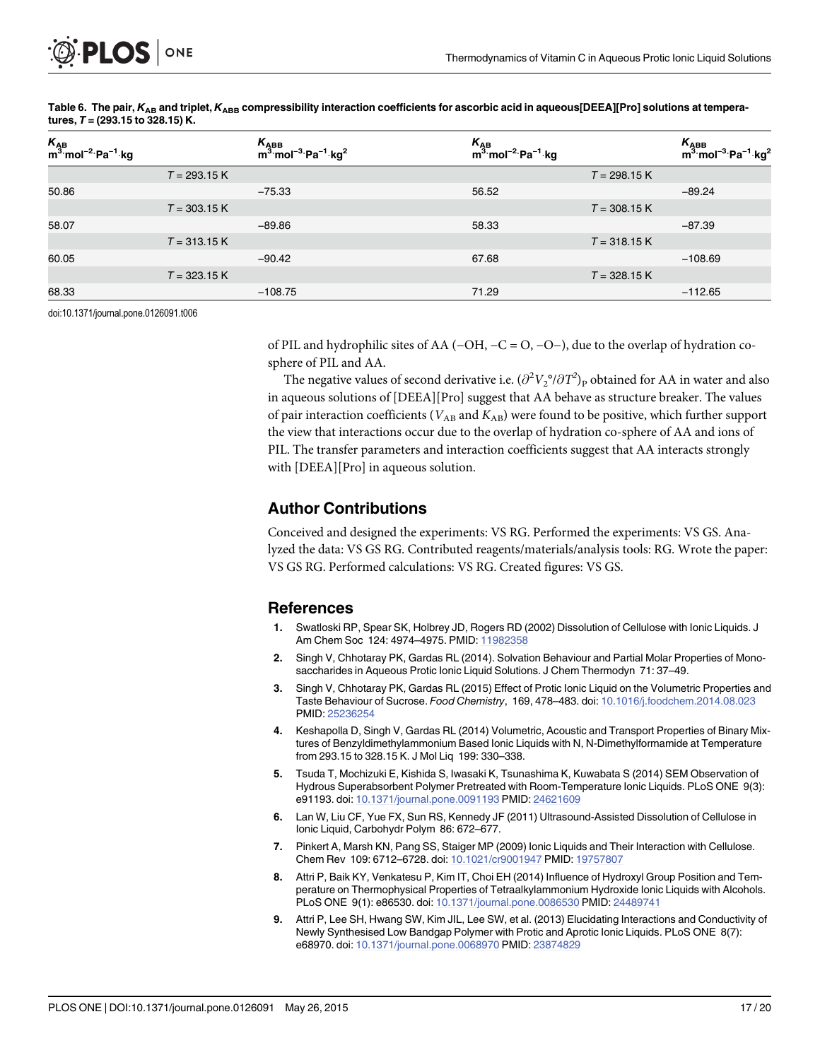Table 6. The pair, $K_{AB}$ and triplet, $K_{ABB}$ compressibility interaction coefficients for ascorbic acid in aqueous[DEEA][Pro] solutions at temperatures, $T$ = (293.15 to 328.15) K.

| $K_{AB}$ $m^3 \cdot mol^{-2} \cdot Pa^{-1} \cdot kg$ | $K_{ABB}$ $m^3 \cdot mol^{-3} \cdot Pa^{-1} \cdot kg^2$ | $K_{AB}$ $m^3 \cdot mol^{-2} \cdot Pa^{-1} \cdot kg$ | $K_{ABB}$ $m^3 \cdot mol^{-3} \cdot Pa^{-1} \cdot kg^2$ |
|---|---|---|---|
| $T$ = 293.15 K | | $T$ = 298.15 K | |
| 50.86 | −75.33 | 56.52 | −89.24 |
| $T$ = 303.15 K | | $T$ = 308.15 K | |
| 58.07 | −89.86 | 58.33 | −87.39 |
| $T$ = 313.15 K | | $T$ = 318.15 K | |
| 60.05 | −90.42 | 67.68 | −108.69 |
| $T$ = 323.15 K | | $T$ = 328.15 K | |
| 68.33 | −108.75 | 71.29 | −112.65 |

doi:10.1371/journal.pone.0126091.t006

of PIL and hydrophilic sites of AA (−OH, −C = O, −O−), due to the overlap of hydration co-sphere of PIL and AA.

The negative values of second derivative i.e. $(\partial^2 V_2^{\circ}/\partial T^2)_P$ obtained for AA in water and also in aqueous solutions of [DEEA][Pro] suggest that AA behave as structure breaker. The values of pair interaction coefficients ($V_{AB}$ and $K_{AB}$) were found to be positive, which further support the view that interactions occur due to the overlap of hydration co-sphere of AA and ions of PIL. The transfer parameters and interaction coefficients suggest that AA interacts strongly with [DEEA][Pro] in aqueous solution.

## Author Contributions

Conceived and designed the experiments: VS RG. Performed the experiments: VS GS. Analyzed the data: VS GS RG. Contributed reagents/materials/analysis tools: RG. Wrote the paper: VS GS RG. Performed calculations: VS RG. Created figures: VS GS.

## References

1. Swatloski RP, Spear SK, Holbrey JD, Rogers RD (2002) Dissolution of Cellulose with Ionic Liquids. J Am Chem Soc 124: 4974–4975. PMID: 11982358
2. Singh V, Chhotaray PK, Gardas RL (2014). Solvation Behaviour and Partial Molar Properties of Monosaccharides in Aqueous Protic Ionic Liquid Solutions. J Chem Thermodyn 71: 37–49.
3. Singh V, Chhotaray PK, Gardas RL (2015) Effect of Protic Ionic Liquid on the Volumetric Properties and Taste Behaviour of Sucrose. *Food Chemistry*, 169, 478–483. doi: 10.1016/j.foodchem.2014.08.023 PMID: 25236254
4. Keshapolla D, Singh V, Gardas RL (2014) Volumetric, Acoustic and Transport Properties of Binary Mixtures of Benzyldimethylammonium Based Ionic Liquids with N, N-Dimethylformamide at Temperature from 293.15 to 328.15 K. J Mol Liq 199: 330–338.
5. Tsuda T, Mochizuki E, Kishida S, Iwasaki K, Tsunashima K, Kuwabata S (2014) SEM Observation of Hydrous Superabsorbent Polymer Pretreated with Room-Temperature Ionic Liquids. PLoS ONE 9(3): e91193. doi: 10.1371/journal.pone.0091193 PMID: 24621609
6. Lan W, Liu CF, Yue FX, Sun RS, Kennedy JF (2011) Ultrasound-Assisted Dissolution of Cellulose in Ionic Liquid, Carbohydr Polym 86: 672–677.
7. Pinkert A, Marsh KN, Pang SS, Staiger MP (2009) Ionic Liquids and Their Interaction with Cellulose. Chem Rev 109: 6712–6728. doi: 10.1021/cr9001947 PMID: 19757807
8. Attri P, Baik KY, Venkatesu P, Kim IT, Choi EH (2014) Influence of Hydroxyl Group Position and Temperature on Thermophysical Properties of Tetraalkylammonium Hydroxide Ionic Liquids with Alcohols. PLoS ONE 9(1): e86530. doi: 10.1371/journal.pone.0086530 PMID: 24489741
9. Attri P, Lee SH, Hwang SW, Kim JIL, Lee SW, et al. (2013) Elucidating Interactions and Conductivity of Newly Synthesised Low Bandgap Polymer with Protic and Aprotic Ionic Liquids. PLoS ONE 8(7): e68970. doi: 10.1371/journal.pone.0068970 PMID: 23874829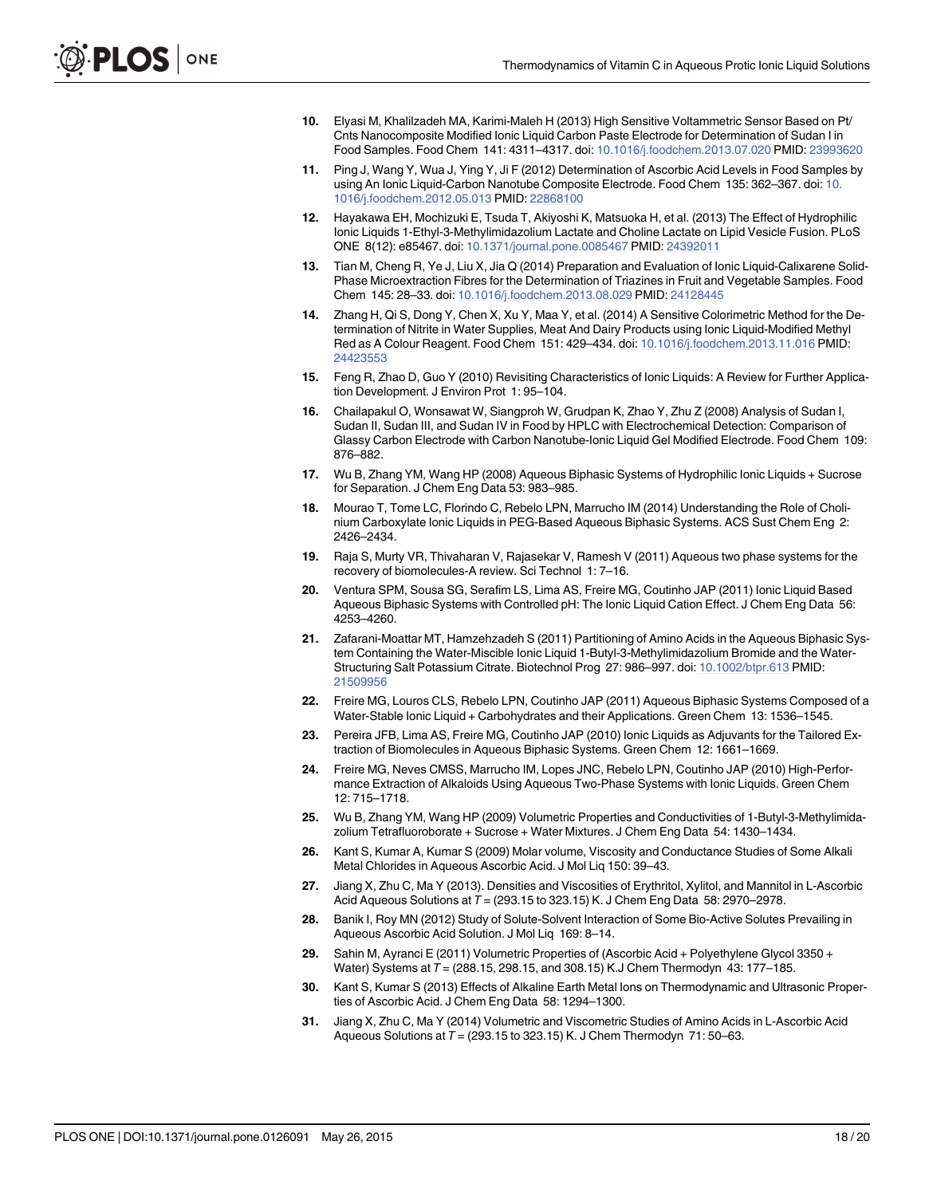10. Elyasi M, Khalilzadeh MA, Karimi-Maleh H (2013) High Sensitive Voltammetric Sensor Based on Pt/Cnts Nanocomposite Modified Ionic Liquid Carbon Paste Electrode for Determination of Sudan I in Food Samples. Food Chem 141: 4311–4317. doi: 10.1016/j.foodchem.2013.07.020 PMID: 23993620

11. Ping J, Wang Y, Wua J, Ying Y, Ji F (2012) Determination of Ascorbic Acid Levels in Food Samples by using An Ionic Liquid-Carbon Nanotube Composite Electrode. Food Chem 135: 362–367. doi: 10.1016/j.foodchem.2012.05.013 PMID: 22868100

12. Hayakawa EH, Mochizuki E, Tsuda T, Akiyoshi K, Matsuoka H, et al. (2013) The Effect of Hydrophilic Ionic Liquids 1-Ethyl-3-Methylimidazolium Lactate and Choline Lactate on Lipid Vesicle Fusion. PLoS ONE 8(12): e85467. doi: 10.1371/journal.pone.0085467 PMID: 24392011

13. Tian M, Cheng R, Ye J, Liu X, Jia Q (2014) Preparation and Evaluation of Ionic Liquid-Calixarene Solid-Phase Microextraction Fibres for the Determination of Triazines in Fruit and Vegetable Samples. Food Chem 145: 28–33. doi: 10.1016/j.foodchem.2013.08.029 PMID: 24128445

14. Zhang H, Qi S, Dong Y, Chen X, Xu Y, Maa Y, et al. (2014) A Sensitive Colorimetric Method for the Determination of Nitrite in Water Supplies, Meat And Dairy Products using Ionic Liquid-Modified Methyl Red as A Colour Reagent. Food Chem 151: 429–434. doi: 10.1016/j.foodchem.2013.11.016 PMID: 24423553

15. Feng R, Zhao D, Guo Y (2010) Revisiting Characteristics of Ionic Liquids: A Review for Further Application Development. J Environ Prot 1: 95–104.

16. Chailapakul O, Wonsawat W, Siangproh W, Grudpan K, Zhao Y, Zhu Z (2008) Analysis of Sudan I, Sudan II, Sudan III, and Sudan IV in Food by HPLC with Electrochemical Detection: Comparison of Glassy Carbon Electrode with Carbon Nanotube-Ionic Liquid Gel Modified Electrode. Food Chem 109: 876–882.

17. Wu B, Zhang YM, Wang HP (2008) Aqueous Biphasic Systems of Hydrophilic Ionic Liquids + Sucrose for Separation. J Chem Eng Data 53: 983–985.

18. Mourao T, Tome LC, Florindo C, Rebelo LPN, Marrucho IM (2014) Understanding the Role of Cholinium Carboxylate Ionic Liquids in PEG-Based Aqueous Biphasic Systems. ACS Sust Chem Eng 2: 2426–2434.

19. Raja S, Murty VR, Thivaharan V, Rajasekar V, Ramesh V (2011) Aqueous two phase systems for the recovery of biomolecules-A review. Sci Technol 1: 7–16.

20. Ventura SPM, Sousa SG, Serafim LS, Lima AS, Freire MG, Coutinho JAP (2011) Ionic Liquid Based Aqueous Biphasic Systems with Controlled pH: The Ionic Liquid Cation Effect. J Chem Eng Data 56: 4253–4260.

21. Zafarani-Moattar MT, Hamzehzadeh S (2011) Partitioning of Amino Acids in the Aqueous Biphasic System Containing the Water-Miscible Ionic Liquid 1-Butyl-3-Methylimidazolium Bromide and the Water-Structuring Salt Potassium Citrate. Biotechnol Prog 27: 986–997. doi: 10.1002/btpr.613 PMID: 21509956

22. Freire MG, Louros CLS, Rebelo LPN, Coutinho JAP (2011) Aqueous Biphasic Systems Composed of a Water-Stable Ionic Liquid + Carbohydrates and their Applications. Green Chem 13: 1536–1545.

23. Pereira JFB, Lima AS, Freire MG, Coutinho JAP (2010) Ionic Liquids as Adjuvants for the Tailored Extraction of Biomolecules in Aqueous Biphasic Systems. Green Chem 12: 1661–1669.

24. Freire MG, Neves CMSS, Marrucho IM, Lopes JNC, Rebelo LPN, Coutinho JAP (2010) High-Performance Extraction of Alkaloids Using Aqueous Two-Phase Systems with Ionic Liquids. Green Chem 12: 715–1718.

25. Wu B, Zhang YM, Wang HP (2009) Volumetric Properties and Conductivities of 1-Butyl-3-Methylimidazolium Tetrafluoroborate + Sucrose + Water Mixtures. J Chem Eng Data 54: 1430–1434.

26. Kant S, Kumar A, Kumar S (2009) Molar volume, Viscosity and Conductance Studies of Some Alkali Metal Chlorides in Aqueous Ascorbic Acid. J Mol Liq 150: 39–43.

27. Jiang X, Zhu C, Ma Y (2013). Densities and Viscosities of Erythritol, Xylitol, and Mannitol in L-Ascorbic Acid Aqueous Solutions at $T$ = (293.15 to 323.15) K. J Chem Eng Data 58: 2970–2978.

28. Banik I, Roy MN (2012) Study of Solute-Solvent Interaction of Some Bio-Active Solutes Prevailing in Aqueous Ascorbic Acid Solution. J Mol Liq 169: 8–14.

29. Sahin M, Ayranci E (2011) Volumetric Properties of (Ascorbic Acid + Polyethylene Glycol 3350 + Water) Systems at $T$ = (288.15, 298.15, and 308.15) K.J Chem Thermodyn 43: 177–185.

30. Kant S, Kumar S (2013) Effects of Alkaline Earth Metal Ions on Thermodynamic and Ultrasonic Properties of Ascorbic Acid. J Chem Eng Data 58: 1294–1300.

31. Jiang X, Zhu C, Ma Y (2014) Volumetric and Viscometric Studies of Amino Acids in L-Ascorbic Acid Aqueous Solutions at $T$ = (293.15 to 323.15) K. J Chem Thermodyn 71: 50–63.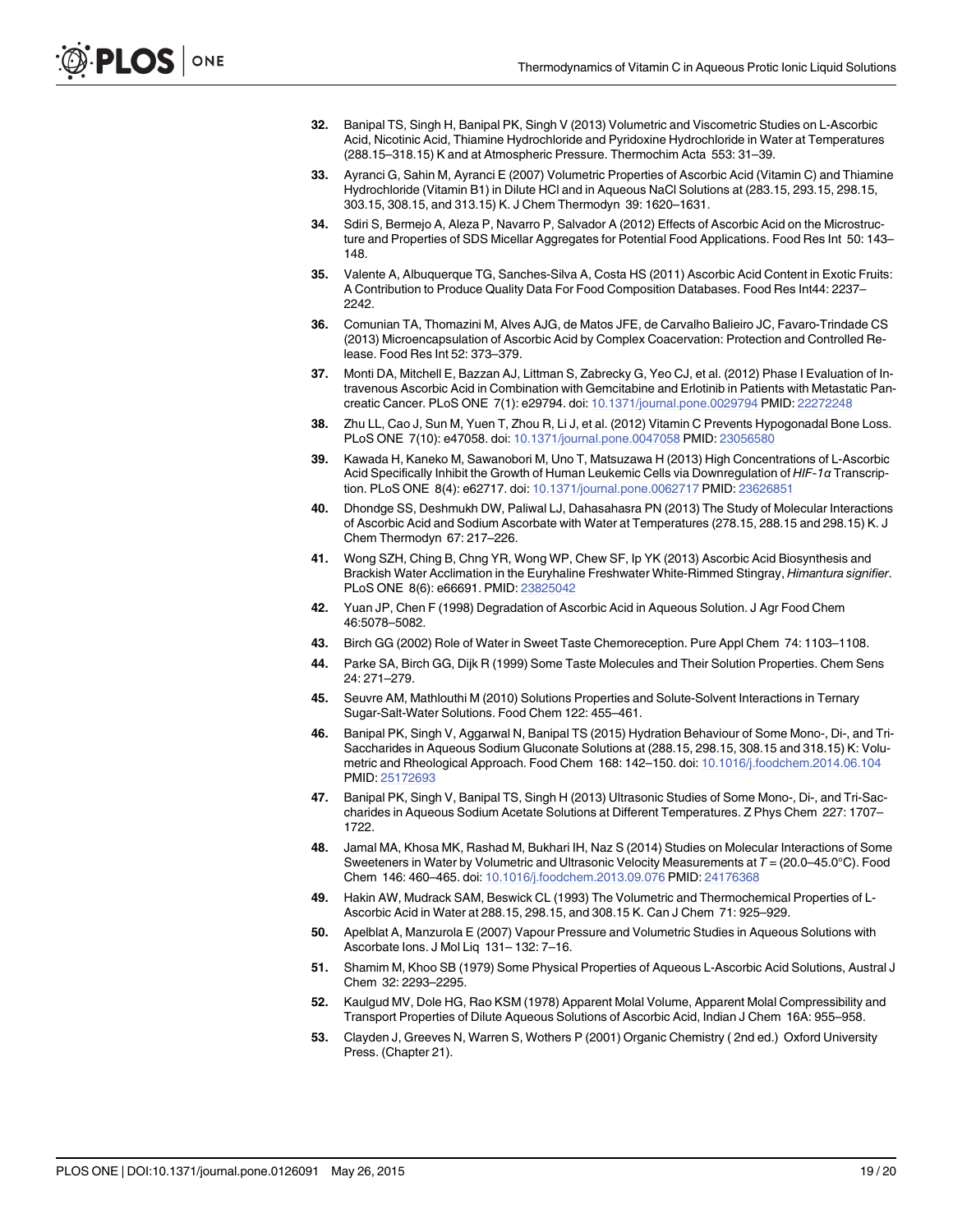32. Banipal TS, Singh H, Banipal PK, Singh V (2013) Volumetric and Viscometric Studies on L-Ascorbic Acid, Nicotinic Acid, Thiamine Hydrochloride and Pyridoxine Hydrochloride in Water at Temperatures (288.15–318.15) K and at Atmospheric Pressure. Thermochim Acta 553: 31–39.

33. Ayranci G, Sahin M, Ayranci E (2007) Volumetric Properties of Ascorbic Acid (Vitamin C) and Thiamine Hydrochloride (Vitamin B1) in Dilute HCl and in Aqueous NaCl Solutions at (283.15, 293.15, 298.15, 303.15, 308.15, and 313.15) K. J Chem Thermodyn 39: 1620–1631.

34. Sdiri S, Bermejo A, Aleza P, Navarro P, Salvador A (2012) Effects of Ascorbic Acid on the Microstructure and Properties of SDS Micellar Aggregates for Potential Food Applications. Food Res Int 50: 143–148.

35. Valente A, Albuquerque TG, Sanches-Silva A, Costa HS (2011) Ascorbic Acid Content in Exotic Fruits: A Contribution to Produce Quality Data For Food Composition Databases. Food Res Int44: 2237–2242.

36. Comunian TA, Thomazini M, Alves AJG, de Matos JFE, de Carvalho Balieiro JC, Favaro-Trindade CS (2013) Microencapsulation of Ascorbic Acid by Complex Coacervation: Protection and Controlled Release. Food Res Int 52: 373–379.

37. Monti DA, Mitchell E, Bazzan AJ, Littman S, Zabrecky G, Yeo CJ, et al. (2012) Phase I Evaluation of Intravenous Ascorbic Acid in Combination with Gemcitabine and Erlotinib in Patients with Metastatic Pancreatic Cancer. PLoS ONE 7(1): e29794. doi: 10.1371/journal.pone.0029794 PMID: 22272248

38. Zhu LL, Cao J, Sun M, Yuen T, Zhou R, Li J, et al. (2012) Vitamin C Prevents Hypogonadal Bone Loss. PLoS ONE 7(10): e47058. doi: 10.1371/journal.pone.0047058 PMID: 23056580

39. Kawada H, Kaneko M, Sawanobori M, Uno T, Matsuzawa H (2013) High Concentrations of L-Ascorbic Acid Specifically Inhibit the Growth of Human Leukemic Cells via Downregulation of *HIF-1α* Transcription. PLoS ONE 8(4): e62717. doi: 10.1371/journal.pone.0062717 PMID: 23626851

40. Dhondge SS, Deshmukh DW, Paliwal LJ, Dahasahasra PN (2013) The Study of Molecular Interactions of Ascorbic Acid and Sodium Ascorbate with Water at Temperatures (278.15, 288.15 and 298.15) K. J Chem Thermodyn 67: 217–226.

41. Wong SZH, Ching B, Chng YR, Wong WP, Chew SF, Ip YK (2013) Ascorbic Acid Biosynthesis and Brackish Water Acclimation in the Euryhaline Freshwater White-Rimmed Stingray, *Himantura signifier*. PLoS ONE 8(6): e66691. PMID: 23825042

42. Yuan JP, Chen F (1998) Degradation of Ascorbic Acid in Aqueous Solution. J Agr Food Chem 46:5078–5082.

43. Birch GG (2002) Role of Water in Sweet Taste Chemoreception. Pure Appl Chem 74: 1103–1108.

44. Parke SA, Birch GG, Dijk R (1999) Some Taste Molecules and Their Solution Properties. Chem Sens 24: 271–279.

45. Seuvre AM, Mathlouthi M (2010) Solutions Properties and Solute-Solvent Interactions in Ternary Sugar-Salt-Water Solutions. Food Chem 122: 455–461.

46. Banipal PK, Singh V, Aggarwal N, Banipal TS (2015) Hydration Behaviour of Some Mono-, Di-, and Tri-Saccharides in Aqueous Sodium Gluconate Solutions at (288.15, 298.15, 308.15 and 318.15) K: Volumetric and Rheological Approach. Food Chem 168: 142–150. doi: 10.1016/j.foodchem.2014.06.104 PMID: 25172693

47. Banipal PK, Singh V, Banipal TS, Singh H (2013) Ultrasonic Studies of Some Mono-, Di-, and Tri-Saccharides in Aqueous Sodium Acetate Solutions at Different Temperatures. Z Phys Chem 227: 1707–1722.

48. Jamal MA, Khosa MK, Rashad M, Bukhari IH, Naz S (2014) Studies on Molecular Interactions of Some Sweeteners in Water by Volumetric and Ultrasonic Velocity Measurements at $T$ = (20.0–45.0°C). Food Chem 146: 460–465. doi: 10.1016/j.foodchem.2013.09.076 PMID: 24176368

49. Hakin AW, Mudrack SAM, Beswick CL (1993) The Volumetric and Thermochemical Properties of L-Ascorbic Acid in Water at 288.15, 298.15, and 308.15 K. Can J Chem 71: 925–929.

50. Apelblat A, Manzurola E (2007) Vapour Pressure and Volumetric Studies in Aqueous Solutions with Ascorbate Ions. J Mol Liq 131– 132: 7–16.

51. Shamim M, Khoo SB (1979) Some Physical Properties of Aqueous L-Ascorbic Acid Solutions, Austral J Chem 32: 2293–2295.

52. Kaulgud MV, Dole HG, Rao KSM (1978) Apparent Molal Volume, Apparent Molal Compressibility and Transport Properties of Dilute Aqueous Solutions of Ascorbic Acid, Indian J Chem 16A: 955–958.

53. Clayden J, Greeves N, Warren S, Wothers P (2001) Organic Chemistry ( 2nd ed.) Oxford University Press. (Chapter 21).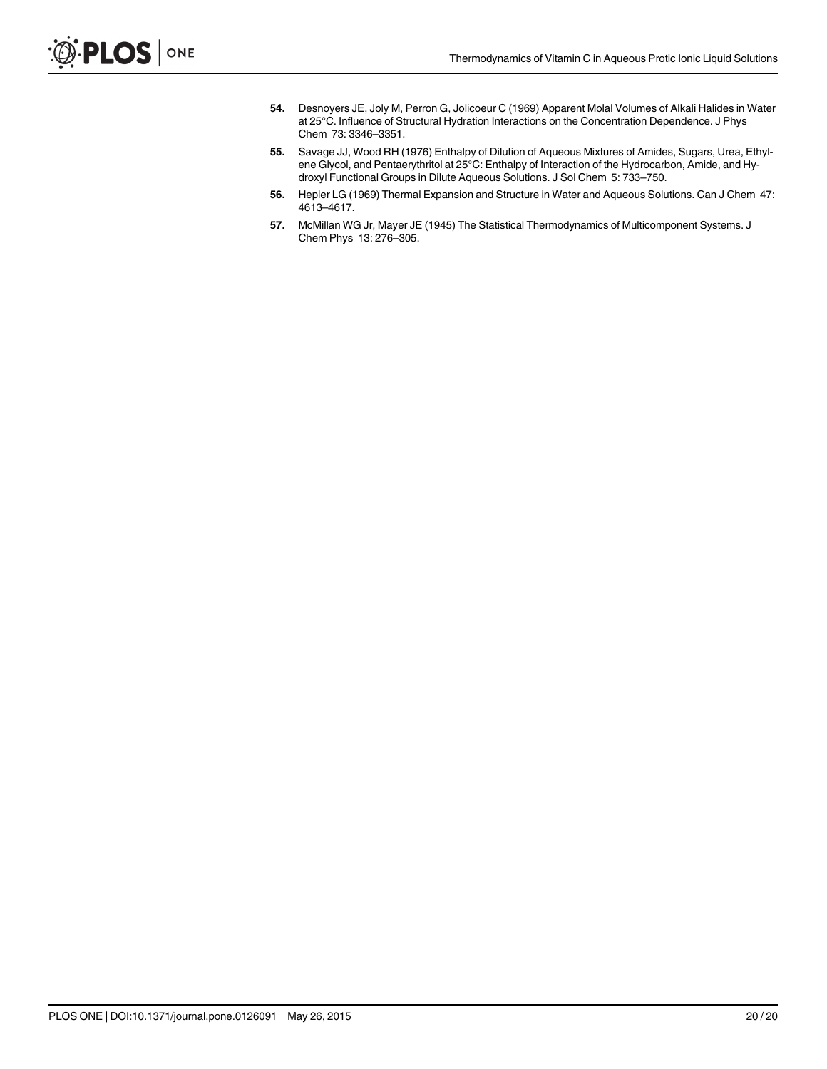54. Desnoyers JE, Joly M, Perron G, Jolicoeur C (1969) Apparent Molal Volumes of Alkali Halides in Water at 25°C. Influence of Structural Hydration Interactions on the Concentration Dependence. J Phys Chem 73: 3346–3351.

55. Savage JJ, Wood RH (1976) Enthalpy of Dilution of Aqueous Mixtures of Amides, Sugars, Urea, Ethylene Glycol, and Pentaerythritol at 25°C: Enthalpy of Interaction of the Hydrocarbon, Amide, and Hydroxyl Functional Groups in Dilute Aqueous Solutions. J Sol Chem 5: 733–750.

56. Hepler LG (1969) Thermal Expansion and Structure in Water and Aqueous Solutions. Can J Chem 47: 4613–4617.

57. McMillan WG Jr, Mayer JE (1945) The Statistical Thermodynamics of Multicomponent Systems. J Chem Phys 13: 276–305.